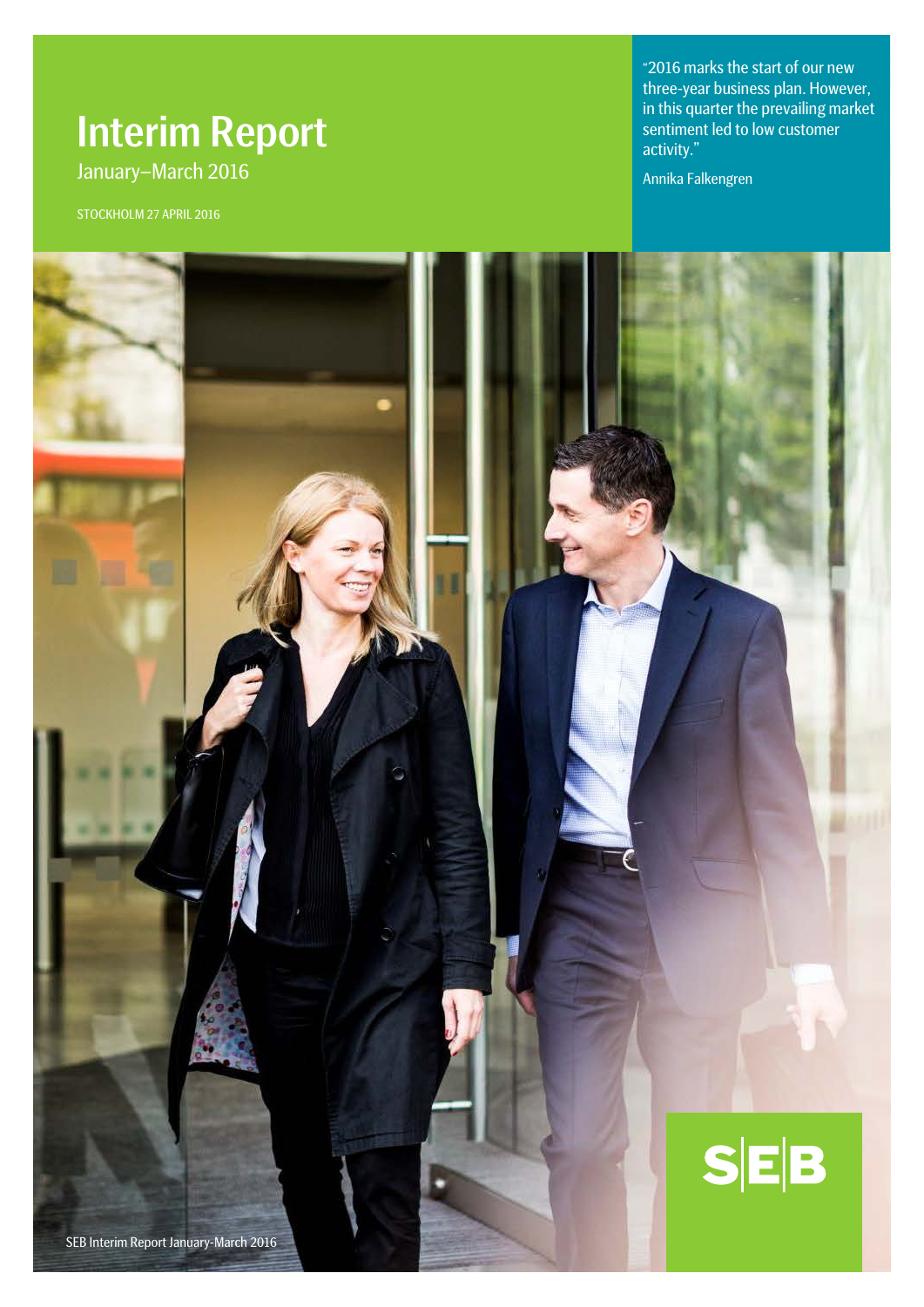# Interim Report

January–March 2016

STOCKHOLM 27 APRIL 2016

"2016 marks the start of our new three-year business plan. However, in this quarter the prevailing market sentiment led to low customer activity."

Annika Falkengren

SEB Interim Report January-March 2016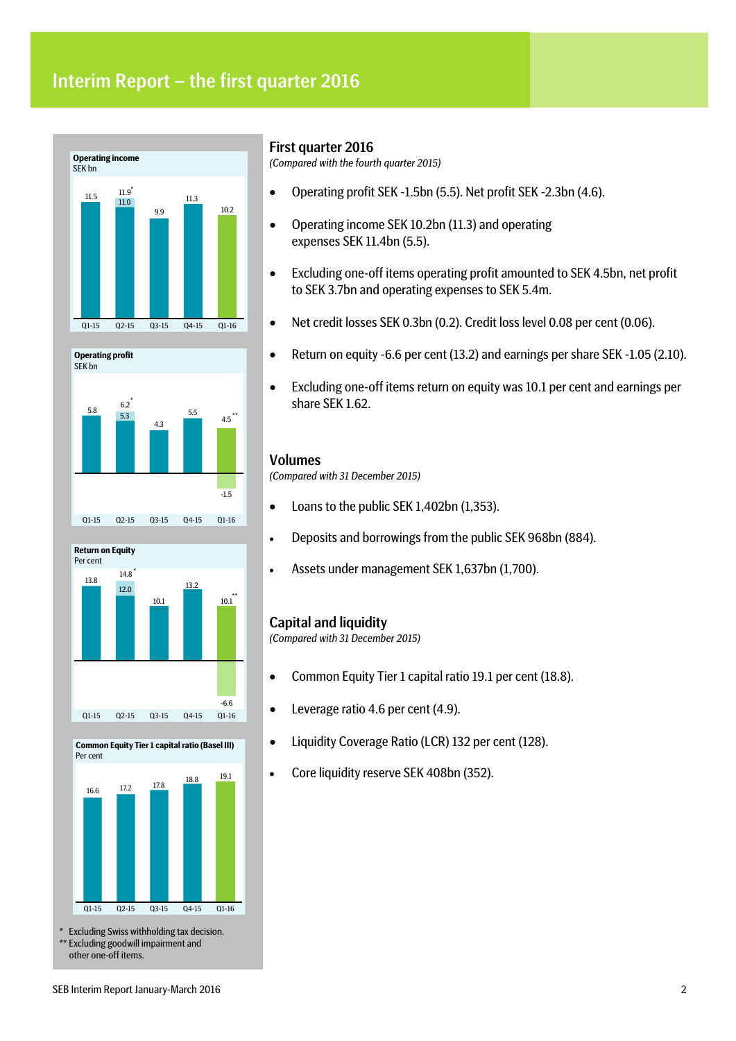# Interim Report – the first quarter 2016

**Operating income**
SEK bn

| | Q1-15 | Q2-15 | Q3-15 | Q4-15 | Q1-16 |
|---|---|---|---|---|---|
| Operating income | 11.5 | 11.0 (11.9*) | 9.9 | 11.3 | 10.2 |

**Operating profit**
SEK bn

| | Q1-15 | Q2-15 | Q3-15 | Q4-15 | Q1-16 |
|---|---|---|---|---|---|
| Operating profit | 5.8 | 5.3 (6.2*) | 4.3 | 5.5 | -1.5 (4.5**) |

**Return on Equity**
Per cent

| | Q1-15 | Q2-15 | Q3-15 | Q4-15 | Q1-16 |
|---|---|---|---|---|---|
| Return on Equity | 13.8 | 12.0 (14.8*) | 10.1 | 13.2 | -6.6 (10.1**) |

**Common Equity Tier 1 capital ratio (Basel III)**
Per cent

| | Q1-15 | Q2-15 | Q3-15 | Q4-15 | Q1-16 |
|---|---|---|---|---|---|
| CET1 capital ratio | 16.6 | 17.2 | 17.8 | 18.8 | 19.1 |

\* Excluding Swiss withholding tax decision.
\** Excluding goodwill impairment and other one-off items.

## First quarter 2016

*(Compared with the fourth quarter 2015)*

- Operating profit SEK -1.5bn (5.5). Net profit SEK -2.3bn (4.6).
- Operating income SEK 10.2bn (11.3) and operating expenses SEK 11.4bn (5.5).
- Excluding one-off items operating profit amounted to SEK 4.5bn, net profit to SEK 3.7bn and operating expenses to SEK 5.4m.
- Net credit losses SEK 0.3bn (0.2). Credit loss level 0.08 per cent (0.06).
- Return on equity -6.6 per cent (13.2) and earnings per share SEK -1.05 (2.10).
- Excluding one-off items return on equity was 10.1 per cent and earnings per share SEK 1.62.

## Volumes

*(Compared with 31 December 2015)*

- Loans to the public SEK 1,402bn (1,353).
- Deposits and borrowings from the public SEK 968bn (884).
- Assets under management SEK 1,637bn (1,700).

## Capital and liquidity

*(Compared with 31 December 2015)*

- Common Equity Tier 1 capital ratio 19.1 per cent (18.8).
- Leverage ratio 4.6 per cent (4.9).
- Liquidity Coverage Ratio (LCR) 132 per cent (128).
- Core liquidity reserve SEK 408bn (352).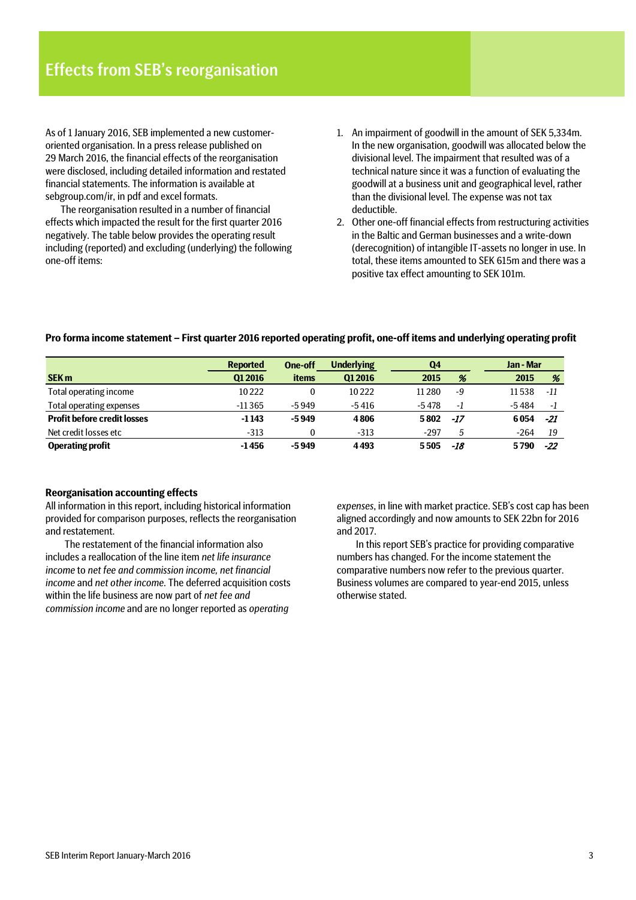# Effects from SEB's reorganisation

As of 1 January 2016, SEB implemented a new customer-oriented organisation. In a press release published on 29 March 2016, the financial effects of the reorganisation were disclosed, including detailed information and restated financial statements. The information is available at sebgroup.com/ir, in pdf and excel formats.

The reorganisation resulted in a number of financial effects which impacted the result for the first quarter 2016 negatively. The table below provides the operating result including (reported) and excluding (underlying) the following one-off items:

1. An impairment of goodwill in the amount of SEK 5,334m. In the new organisation, goodwill was allocated below the divisional level. The impairment that resulted was of a technical nature since it was a function of evaluating the goodwill at a business unit and geographical level, rather than the divisional level. The expense was not tax deductible.
2. Other one-off financial effects from restructuring activities in the Baltic and German businesses and a write-down (derecognition) of intangible IT-assets no longer in use. In total, these items amounted to SEK 615m and there was a positive tax effect amounting to SEK 101m.

**Pro forma income statement – First quarter 2016 reported operating profit, one-off items and underlying operating profit**

| | Reported | One-off | Underlying | Q4 | | Jan - Mar | |
|---|---|---|---|---|---|---|---|
| **SEK m** | **Q1 2016** | **items** | **Q1 2016** | **2015** | **%** | **2015** | **%** |
| Total operating income | 10 222 | 0 | 10 222 | 11 280 | -9 | 11 538 | -11 |
| Total operating expenses | -11 365 | -5 949 | -5 416 | -5 478 | -1 | -5 484 | -1 |
| **Profit before credit losses** | **-1 143** | **-5 949** | **4 806** | **5 802** | **-17** | **6 054** | **-21** |
| Net credit losses etc | -313 | 0 | -313 | -297 | 5 | -264 | 19 |
| **Operating profit** | **-1 456** | **-5 949** | **4 493** | **5 505** | **-18** | **5 790** | **-22** |

**Reorganisation accounting effects**

All information in this report, including historical information provided for comparison purposes, reflects the reorganisation and restatement.

The restatement of the financial information also includes a reallocation of the line item *net life insurance income* to *net fee and commission income, net financial income* and *net other income*. The deferred acquisition costs within the life business are now part of *net fee and commission income* and are no longer reported as *operating expenses*, in line with market practice. SEB's cost cap has been aligned accordingly and now amounts to SEK 22bn for 2016 and 2017.

In this report SEB's practice for providing comparative numbers has changed. For the income statement the comparative numbers now refer to the previous quarter. Business volumes are compared to year-end 2015, unless otherwise stated.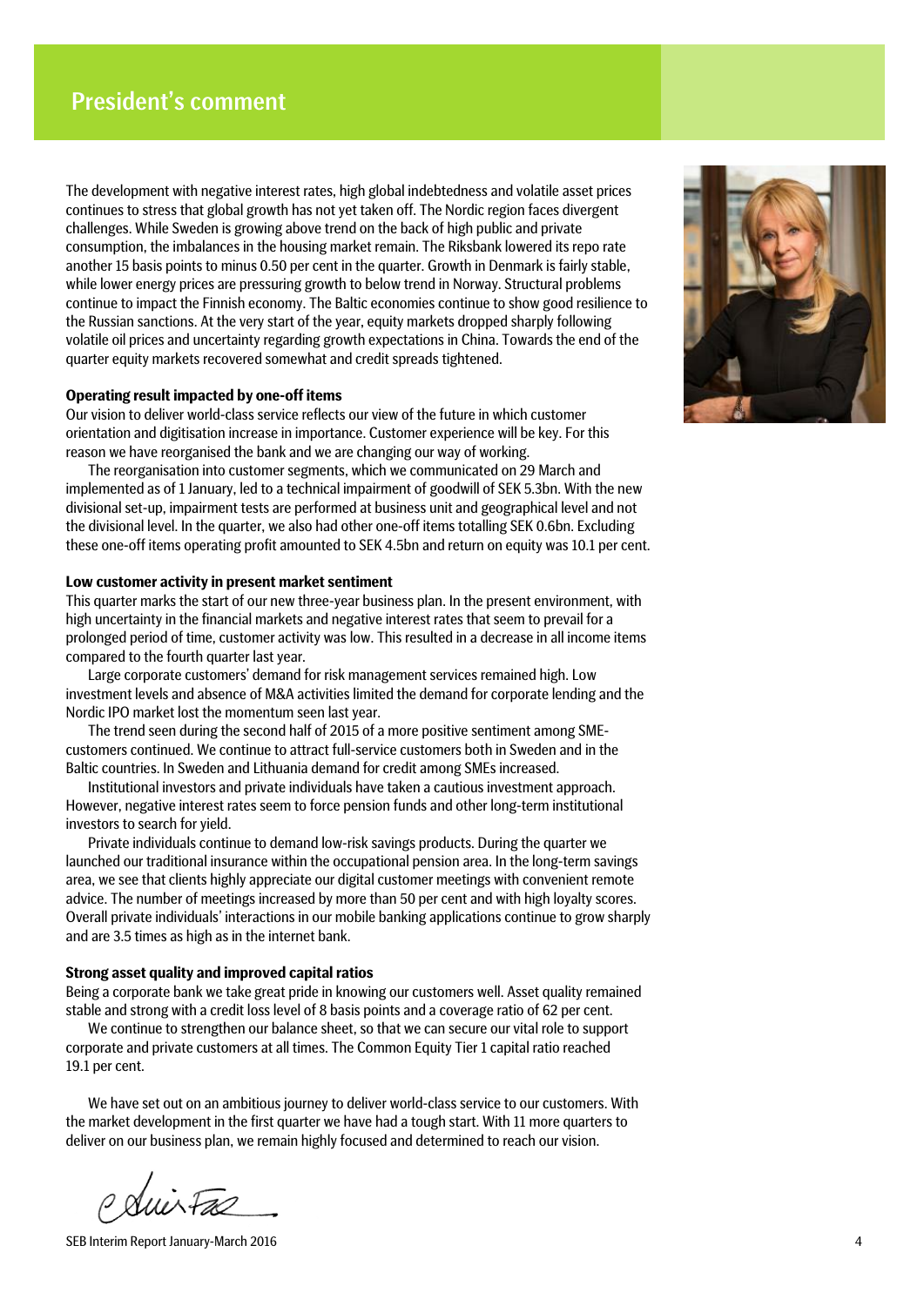# President's comment

The development with negative interest rates, high global indebtedness and volatile asset prices continues to stress that global growth has not yet taken off. The Nordic region faces divergent challenges. While Sweden is growing above trend on the back of high public and private consumption, the imbalances in the housing market remain. The Riksbank lowered its repo rate another 15 basis points to minus 0.50 per cent in the quarter. Growth in Denmark is fairly stable, while lower energy prices are pressuring growth to below trend in Norway. Structural problems continue to impact the Finnish economy. The Baltic economies continue to show good resilience to the Russian sanctions. At the very start of the year, equity markets dropped sharply following volatile oil prices and uncertainty regarding growth expectations in China. Towards the end of the quarter equity markets recovered somewhat and credit spreads tightened.

**Operating result impacted by one-off items**

Our vision to deliver world-class service reflects our view of the future in which customer orientation and digitisation increase in importance. Customer experience will be key. For this reason we have reorganised the bank and we are changing our way of working.

The reorganisation into customer segments, which we communicated on 29 March and implemented as of 1 January, led to a technical impairment of goodwill of SEK 5.3bn. With the new divisional set-up, impairment tests are performed at business unit and geographical level and not the divisional level. In the quarter, we also had other one-off items totalling SEK 0.6bn. Excluding these one-off items operating profit amounted to SEK 4.5bn and return on equity was 10.1 per cent.

**Low customer activity in present market sentiment**

This quarter marks the start of our new three-year business plan. In the present environment, with high uncertainty in the financial markets and negative interest rates that seem to prevail for a prolonged period of time, customer activity was low. This resulted in a decrease in all income items compared to the fourth quarter last year.

Large corporate customers' demand for risk management services remained high. Low investment levels and absence of M&A activities limited the demand for corporate lending and the Nordic IPO market lost the momentum seen last year.

The trend seen during the second half of 2015 of a more positive sentiment among SME-customers continued. We continue to attract full-service customers both in Sweden and in the Baltic countries. In Sweden and Lithuania demand for credit among SMEs increased.

Institutional investors and private individuals have taken a cautious investment approach. However, negative interest rates seem to force pension funds and other long-term institutional investors to search for yield.

Private individuals continue to demand low-risk savings products. During the quarter we launched our traditional insurance within the occupational pension area. In the long-term savings area, we see that clients highly appreciate our digital customer meetings with convenient remote advice. The number of meetings increased by more than 50 per cent and with high loyalty scores. Overall private individuals' interactions in our mobile banking applications continue to grow sharply and are 3.5 times as high as in the internet bank.

**Strong asset quality and improved capital ratios**

Being a corporate bank we take great pride in knowing our customers well. Asset quality remained stable and strong with a credit loss level of 8 basis points and a coverage ratio of 62 per cent.

We continue to strengthen our balance sheet, so that we can secure our vital role to support corporate and private customers at all times. The Common Equity Tier 1 capital ratio reached 19.1 per cent.

We have set out on an ambitious journey to deliver world-class service to our customers. With the market development in the first quarter we have had a tough start. With 11 more quarters to deliver on our business plan, we remain highly focused and determined to reach our vision.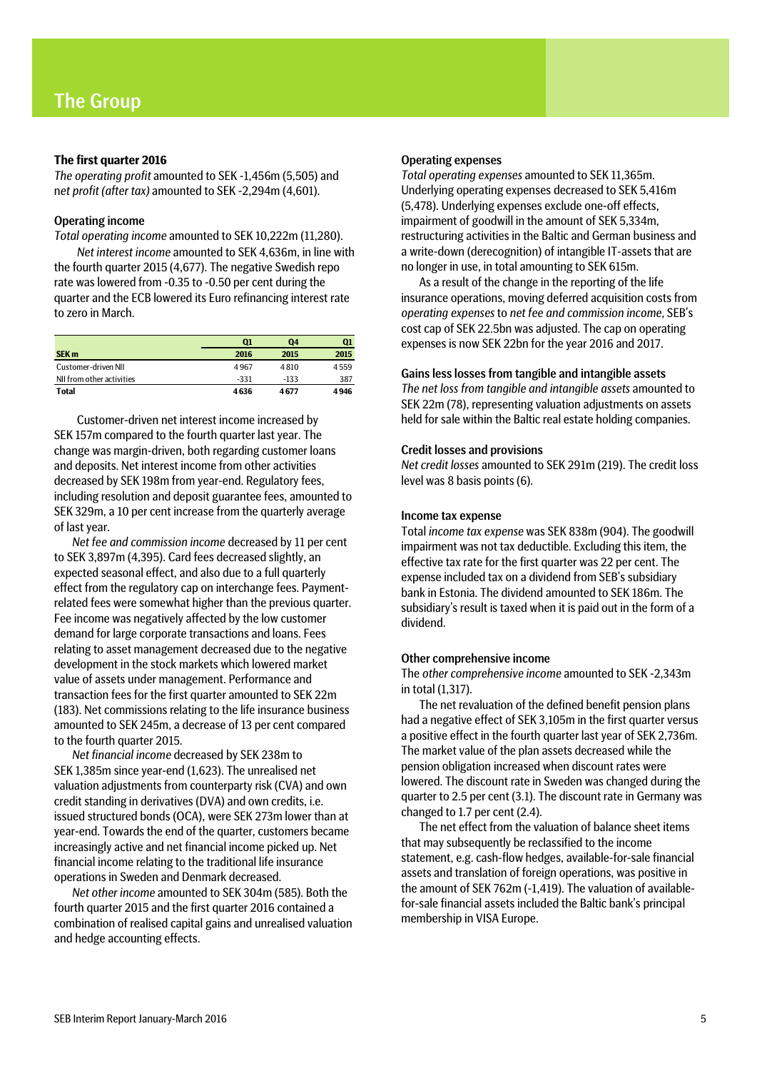# The Group

## The first quarter 2016

*The operating profit* amounted to SEK -1,456m (5,505) and *net profit (after tax)* amounted to SEK -2,294m (4,601).

### Operating income

*Total operating income* amounted to SEK 10,222m (11,280).

*Net interest income* amounted to SEK 4,636m, in line with the fourth quarter 2015 (4,677). The negative Swedish repo rate was lowered from -0.35 to -0.50 per cent during the quarter and the ECB lowered its Euro refinancing interest rate to zero in March.

| SEK m | Q1 2016 | Q4 2015 | Q1 2015 |
|---|---|---|---|
| Customer-driven NII | 4 967 | 4 810 | 4 559 |
| NII from other activities | -331 | -133 | 387 |
| **Total** | **4 636** | **4 677** | **4 946** |

Customer-driven net interest income increased by SEK 157m compared to the fourth quarter last year. The change was margin-driven, both regarding customer loans and deposits. Net interest income from other activities decreased by SEK 198m from year-end. Regulatory fees, including resolution and deposit guarantee fees, amounted to SEK 329m, a 10 per cent increase from the quarterly average of last year.

*Net fee and commission income* decreased by 11 per cent to SEK 3,897m (4,395). Card fees decreased slightly, an expected seasonal effect, and also due to a full quarterly effect from the regulatory cap on interchange fees. Payment-related fees were somewhat higher than the previous quarter. Fee income was negatively affected by the low customer demand for large corporate transactions and loans. Fees relating to asset management decreased due to the negative development in the stock markets which lowered market value of assets under management. Performance and transaction fees for the first quarter amounted to SEK 22m (183). Net commissions relating to the life insurance business amounted to SEK 245m, a decrease of 13 per cent compared to the fourth quarter 2015.

*Net financial income* decreased by SEK 238m to SEK 1,385m since year-end (1,623). The unrealised net valuation adjustments from counterparty risk (CVA) and own credit standing in derivatives (DVA) and own credits, i.e. issued structured bonds (OCA), were SEK 273m lower than at year-end. Towards the end of the quarter, customers became increasingly active and net financial income picked up. Net financial income relating to the traditional life insurance operations in Sweden and Denmark decreased.

*Net other income* amounted to SEK 304m (585). Both the fourth quarter 2015 and the first quarter 2016 contained a combination of realised capital gains and unrealised valuation and hedge accounting effects.

### Operating expenses

*Total operating expenses* amounted to SEK 11,365m. Underlying operating expenses decreased to SEK 5,416m (5,478). Underlying expenses exclude one-off effects, impairment of goodwill in the amount of SEK 5,334m, restructuring activities in the Baltic and German business and a write-down (derecognition) of intangible IT-assets that are no longer in use, in total amounting to SEK 615m.

As a result of the change in the reporting of the life insurance operations, moving deferred acquisition costs from *operating expenses* to *net fee and commission income*, SEB's cost cap of SEK 22.5bn was adjusted. The cap on operating expenses is now SEK 22bn for the year 2016 and 2017.

### Gains less losses from tangible and intangible assets

*The net loss from tangible and intangible assets* amounted to SEK 22m (78), representing valuation adjustments on assets held for sale within the Baltic real estate holding companies.

### Credit losses and provisions

*Net credit losses* amounted to SEK 291m (219). The credit loss level was 8 basis points (6).

### Income tax expense

Total *income tax expense* was SEK 838m (904). The goodwill impairment was not tax deductible. Excluding this item, the effective tax rate for the first quarter was 22 per cent. The expense included tax on a dividend from SEB's subsidiary bank in Estonia. The dividend amounted to SEK 186m. The subsidiary's result is taxed when it is paid out in the form of a dividend.

### Other comprehensive income

The *other comprehensive income* amounted to SEK -2,343m in total (1,317).

The net revaluation of the defined benefit pension plans had a negative effect of SEK 3,105m in the first quarter versus a positive effect in the fourth quarter last year of SEK 2,736m. The market value of the plan assets decreased while the pension obligation increased when discount rates were lowered. The discount rate in Sweden was changed during the quarter to 2.5 per cent (3.1). The discount rate in Germany was changed to 1.7 per cent (2.4).

The net effect from the valuation of balance sheet items that may subsequently be reclassified to the income statement, e.g. cash-flow hedges, available-for-sale financial assets and translation of foreign operations, was positive in the amount of SEK 762m (-1,419). The valuation of available-for-sale financial assets included the Baltic bank's principal membership in VISA Europe.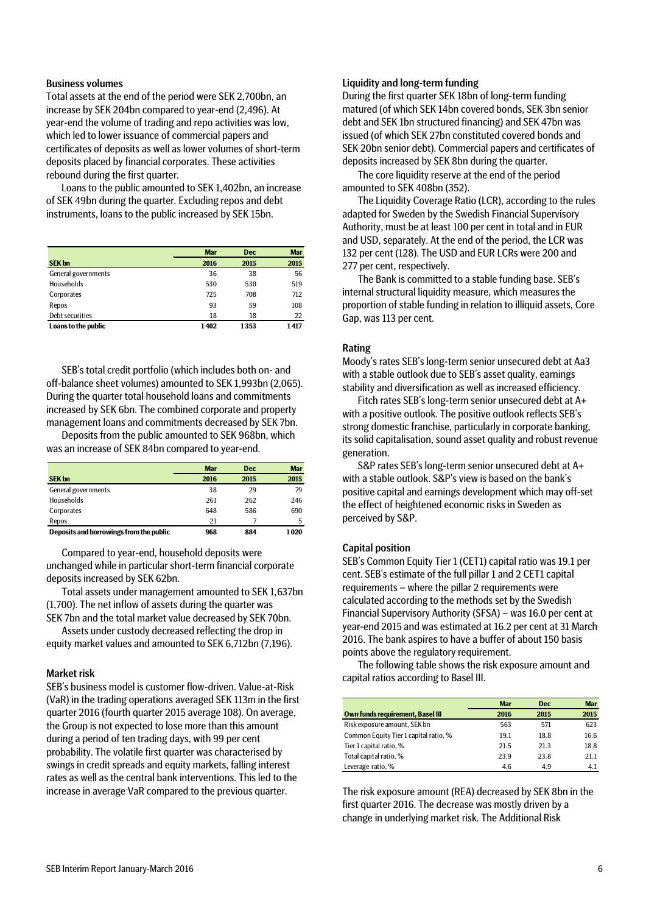### Business volumes

Total assets at the end of the period were SEK 2,700bn, an increase by SEK 204bn compared to year-end (2,496). At year-end the volume of trading and repo activities was low, which led to lower issuance of commercial papers and certificates of deposits as well as lower volumes of short-term deposits placed by financial corporates. These activities rebound during the first quarter.

Loans to the public amounted to SEK 1,402bn, an increase of SEK 49bn during the quarter. Excluding repos and debt instruments, loans to the public increased by SEK 15bn.

| SEK bn | Mar 2016 | Dec 2015 | Mar 2015 |
|---|---|---|---|
| General governments | 36 | 38 | 56 |
| Households | 530 | 530 | 519 |
| Corporates | 725 | 708 | 712 |
| Repos | 93 | 59 | 108 |
| Debt securities | 18 | 18 | 22 |
| **Loans to the public** | **1 402** | **1 353** | **1 417** |

SEB's total credit portfolio (which includes both on- and off-balance sheet volumes) amounted to SEK 1,993bn (2,065). During the quarter total household loans and commitments increased by SEK 6bn. The combined corporate and property management loans and commitments decreased by SEK 7bn.

Deposits from the public amounted to SEK 968bn, which was an increase of SEK 84bn compared to year-end.

| SEK bn | Mar 2016 | Dec 2015 | Mar 2015 |
|---|---|---|---|
| General governments | 38 | 29 | 79 |
| Households | 261 | 262 | 246 |
| Corporates | 648 | 586 | 690 |
| Repos | 21 | 7 | 5 |
| **Deposits and borrowings from the public** | **968** | **884** | **1 020** |

Compared to year-end, household deposits were unchanged while in particular short-term financial corporate deposits increased by SEK 62bn.

Total assets under management amounted to SEK 1,637bn (1,700). The net inflow of assets during the quarter was SEK 7bn and the total market value decreased by SEK 70bn.

Assets under custody decreased reflecting the drop in equity market values and amounted to SEK 6,712bn (7,196).

### Market risk

SEB's business model is customer flow-driven. Value-at-Risk (VaR) in the trading operations averaged SEK 113m in the first quarter 2016 (fourth quarter 2015 average 108). On average, the Group is not expected to lose more than this amount during a period of ten trading days, with 99 per cent probability. The volatile first quarter was characterised by swings in credit spreads and equity markets, falling interest rates as well as the central bank interventions. This led to the increase in average VaR compared to the previous quarter.

### Liquidity and long-term funding

During the first quarter SEK 18bn of long-term funding matured (of which SEK 14bn covered bonds, SEK 3bn senior debt and SEK 1bn structured financing) and SEK 47bn was issued (of which SEK 27bn constituted covered bonds and SEK 20bn senior debt). Commercial papers and certificates of deposits increased by SEK 8bn during the quarter.

The core liquidity reserve at the end of the period amounted to SEK 408bn (352).

The Liquidity Coverage Ratio (LCR), according to the rules adapted for Sweden by the Swedish Financial Supervisory Authority, must be at least 100 per cent in total and in EUR and USD, separately. At the end of the period, the LCR was 132 per cent (128). The USD and EUR LCRs were 200 and 277 per cent, respectively.

The Bank is committed to a stable funding base. SEB's internal structural liquidity measure, which measures the proportion of stable funding in relation to illiquid assets, Core Gap, was 113 per cent.

### Rating

Moody's rates SEB's long-term senior unsecured debt at Aa3 with a stable outlook due to SEB's asset quality, earnings stability and diversification as well as increased efficiency.

Fitch rates SEB's long-term senior unsecured debt at A+ with a positive outlook. The positive outlook reflects SEB's strong domestic franchise, particularly in corporate banking, its solid capitalisation, sound asset quality and robust revenue generation.

S&P rates SEB's long-term senior unsecured debt at A+ with a stable outlook. S&P's view is based on the bank's positive capital and earnings development which may off-set the effect of heightened economic risks in Sweden as perceived by S&P.

### Capital position

SEB's Common Equity Tier 1 (CET1) capital ratio was 19.1 per cent. SEB's estimate of the full pillar 1 and 2 CET1 capital requirements – where the pillar 2 requirements were calculated according to the methods set by the Swedish Financial Supervisory Authority (SFSA) – was 16.0 per cent at year-end 2015 and was estimated at 16.2 per cent at 31 March 2016. The bank aspires to have a buffer of about 150 basis points above the regulatory requirement.

The following table shows the risk exposure amount and capital ratios according to Basel III.

| Own funds requirement, Basel III | Mar 2016 | Dec 2015 | Mar 2015 |
|---|---|---|---|
| Risk exposure amount, SEK bn | 563 | 571 | 623 |
| Common Equity Tier 1 capital ratio, % | 19.1 | 18.8 | 16.6 |
| Tier 1 capital ratio, % | 21.5 | 21.3 | 18.8 |
| Total capital ratio, % | 23.9 | 23.8 | 21.1 |
| Leverage ratio, % | 4.6 | 4.9 | 4.1 |

The risk exposure amount (REA) decreased by SEK 8bn in the first quarter 2016. The decrease was mostly driven by a change in underlying market risk. The Additional Risk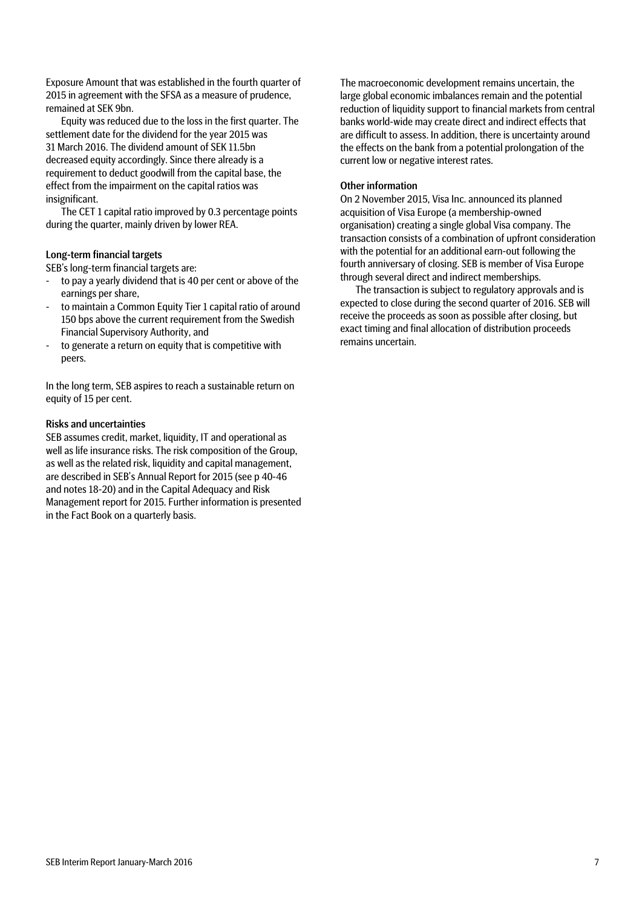Exposure Amount that was established in the fourth quarter of 2015 in agreement with the SFSA as a measure of prudence, remained at SEK 9bn.

Equity was reduced due to the loss in the first quarter. The settlement date for the dividend for the year 2015 was 31 March 2016. The dividend amount of SEK 11.5bn decreased equity accordingly. Since there already is a requirement to deduct goodwill from the capital base, the effect from the impairment on the capital ratios was insignificant.

The CET 1 capital ratio improved by 0.3 percentage points during the quarter, mainly driven by lower REA.

### Long-term financial targets

SEB's long-term financial targets are:

- to pay a yearly dividend that is 40 per cent or above of the earnings per share,
- to maintain a Common Equity Tier 1 capital ratio of around 150 bps above the current requirement from the Swedish Financial Supervisory Authority, and
- to generate a return on equity that is competitive with peers.

In the long term, SEB aspires to reach a sustainable return on equity of 15 per cent.

### Risks and uncertainties

SEB assumes credit, market, liquidity, IT and operational as well as life insurance risks. The risk composition of the Group, as well as the related risk, liquidity and capital management, are described in SEB's Annual Report for 2015 (see p 40-46 and notes 18-20) and in the Capital Adequacy and Risk Management report for 2015. Further information is presented in the Fact Book on a quarterly basis.

The macroeconomic development remains uncertain, the large global economic imbalances remain and the potential reduction of liquidity support to financial markets from central banks world-wide may create direct and indirect effects that are difficult to assess. In addition, there is uncertainty around the effects on the bank from a potential prolongation of the current low or negative interest rates.

### Other information

On 2 November 2015, Visa Inc. announced its planned acquisition of Visa Europe (a membership-owned organisation) creating a single global Visa company. The transaction consists of a combination of upfront consideration with the potential for an additional earn-out following the fourth anniversary of closing. SEB is member of Visa Europe through several direct and indirect memberships.

The transaction is subject to regulatory approvals and is expected to close during the second quarter of 2016. SEB will receive the proceeds as soon as possible after closing, but exact timing and final allocation of distribution proceeds remains uncertain.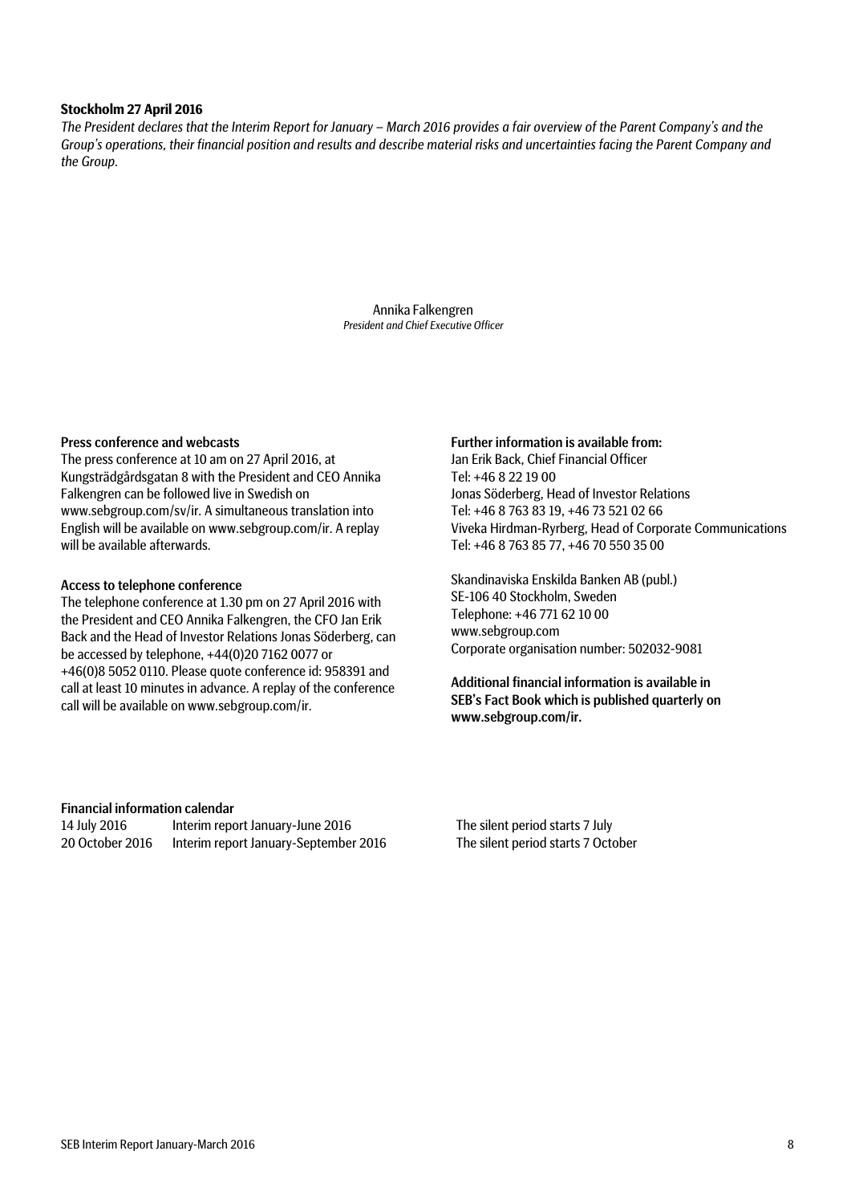**Stockholm 27 April 2016**

*The President declares that the Interim Report for January – March 2016 provides a fair overview of the Parent Company's and the Group's operations, their financial position and results and describe material risks and uncertainties facing the Parent Company and the Group.*

Annika Falkengren
*President and Chief Executive Officer*

**Press conference and webcasts**

The press conference at 10 am on 27 April 2016, at Kungsträdgårdsgatan 8 with the President and CEO Annika Falkengren can be followed live in Swedish on www.sebgroup.com/sv/ir. A simultaneous translation into English will be available on www.sebgroup.com/ir. A replay will be available afterwards.

**Access to telephone conference**

The telephone conference at 1.30 pm on 27 April 2016 with the President and CEO Annika Falkengren, the CFO Jan Erik Back and the Head of Investor Relations Jonas Söderberg, can be accessed by telephone, +44(0)20 7162 0077 or +46(0)8 5052 0110. Please quote conference id: 958391 and call at least 10 minutes in advance. A replay of the conference call will be available on www.sebgroup.com/ir.

**Further information is available from:**

Jan Erik Back, Chief Financial Officer
Tel: +46 8 22 19 00
Jonas Söderberg, Head of Investor Relations
Tel: +46 8 763 83 19, +46 73 521 02 66
Viveka Hirdman-Ryrberg, Head of Corporate Communications
Tel: +46 8 763 85 77, +46 70 550 35 00

Skandinaviska Enskilda Banken AB (publ.)
SE-106 40 Stockholm, Sweden
Telephone: +46 771 62 10 00
www.sebgroup.com
Corporate organisation number: 502032-9081

**Additional financial information is available in SEB's Fact Book which is published quarterly on www.sebgroup.com/ir.**

**Financial information calendar**

| | | |
|---|---|---|
| 14 July 2016 | Interim report January-June 2016 | The silent period starts 7 July |
| 20 October 2016 | Interim report January-September 2016 | The silent period starts 7 October |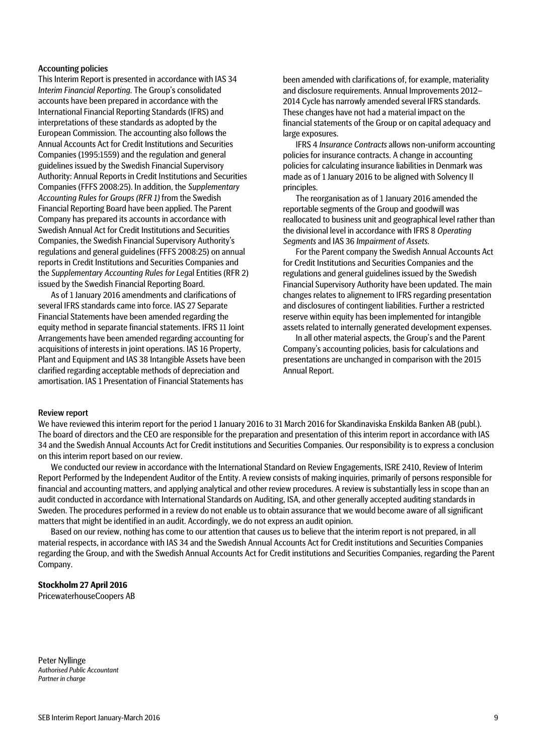### Accounting policies

This Interim Report is presented in accordance with IAS 34 *Interim Financial Reporting*. The Group's consolidated accounts have been prepared in accordance with the International Financial Reporting Standards (IFRS) and interpretations of these standards as adopted by the European Commission. The accounting also follows the Annual Accounts Act for Credit Institutions and Securities Companies (1995:1559) and the regulation and general guidelines issued by the Swedish Financial Supervisory Authority: Annual Reports in Credit Institutions and Securities Companies (FFFS 2008:25). In addition, the *Supplementary Accounting Rules for Groups (RFR 1)* from the Swedish Financial Reporting Board have been applied. The Parent Company has prepared its accounts in accordance with Swedish Annual Act for Credit Institutions and Securities Companies, the Swedish Financial Supervisory Authority's regulations and general guidelines (FFFS 2008:25) on annual reports in Credit Institutions and Securities Companies and the *Supplementary Accounting Rules for Leg*al Entities (RFR 2) issued by the Swedish Financial Reporting Board.

As of 1 January 2016 amendments and clarifications of several IFRS standards came into force. IAS 27 Separate Financial Statements have been amended regarding the equity method in separate financial statements. IFRS 11 Joint Arrangements have been amended regarding accounting for acquisitions of interests in joint operations. IAS 16 Property, Plant and Equipment and IAS 38 Intangible Assets have been clarified regarding acceptable methods of depreciation and amortisation. IAS 1 Presentation of Financial Statements has been amended with clarifications of, for example, materiality and disclosure requirements. Annual Improvements 2012–2014 Cycle has narrowly amended several IFRS standards. These changes have not had a material impact on the financial statements of the Group or on capital adequacy and large exposures.

IFRS 4 *Insurance Contracts* allows non-uniform accounting policies for insurance contracts. A change in accounting policies for calculating insurance liabilities in Denmark was made as of 1 January 2016 to be aligned with Solvency II principles.

The reorganisation as of 1 January 2016 amended the reportable segments of the Group and goodwill was reallocated to business unit and geographical level rather than the divisional level in accordance with IFRS 8 *Operating Segments* and IAS 36 *Impairment of Assets*.

For the Parent company the Swedish Annual Accounts Act for Credit Institutions and Securities Companies and the regulations and general guidelines issued by the Swedish Financial Supervisory Authority have been updated. The main changes relates to alignement to IFRS regarding presentation and disclosures of contingent liabilities. Further a restricted reserve within equity has been implemented for intangible assets related to internally generated development expenses.

In all other material aspects, the Group's and the Parent Company's accounting policies, basis for calculations and presentations are unchanged in comparison with the 2015 Annual Report.

### Review report

We have reviewed this interim report for the period 1 January 2016 to 31 March 2016 for Skandinaviska Enskilda Banken AB (publ.). The board of directors and the CEO are responsible for the preparation and presentation of this interim report in accordance with IAS 34 and the Swedish Annual Accounts Act for Credit institutions and Securities Companies. Our responsibility is to express a conclusion on this interim report based on our review.

We conducted our review in accordance with the International Standard on Review Engagements, ISRE 2410, Review of Interim Report Performed by the Independent Auditor of the Entity. A review consists of making inquiries, primarily of persons responsible for financial and accounting matters, and applying analytical and other review procedures. A review is substantially less in scope than an audit conducted in accordance with International Standards on Auditing, ISA, and other generally accepted auditing standards in Sweden. The procedures performed in a review do not enable us to obtain assurance that we would become aware of all significant matters that might be identified in an audit. Accordingly, we do not express an audit opinion.

Based on our review, nothing has come to our attention that causes us to believe that the interim report is not prepared, in all material respects, in accordance with IAS 34 and the Swedish Annual Accounts Act for Credit institutions and Securities Companies regarding the Group, and with the Swedish Annual Accounts Act for Credit institutions and Securities Companies, regarding the Parent Company.

**Stockholm 27 April 2016**
PricewaterhouseCoopers AB

Peter Nyllinge
*Authorised Public Accountant*
*Partner in charge*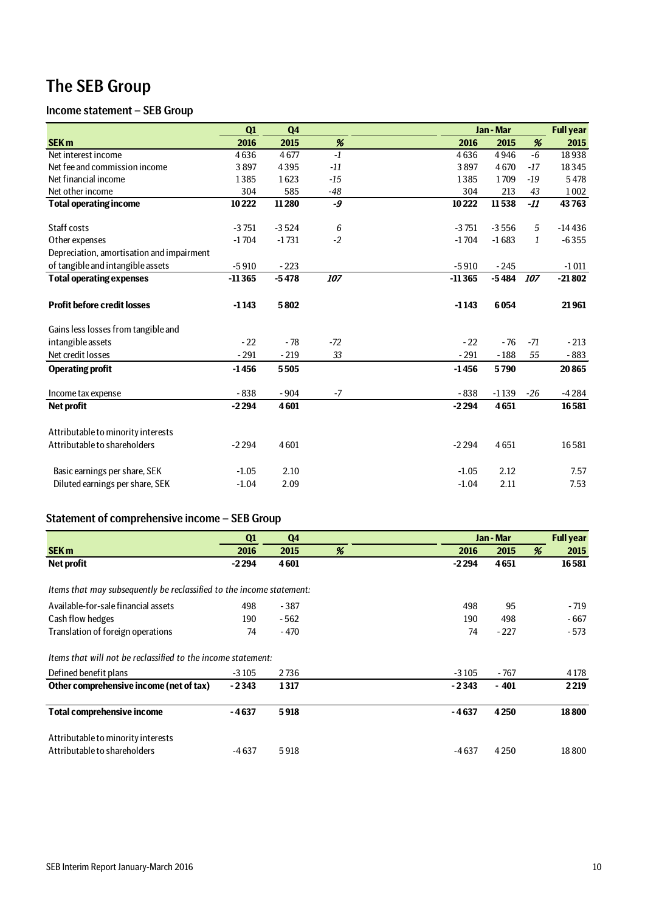# The SEB Group

## Income statement – SEB Group

| SEK m | Q1 2016 | Q4 2015 | % | Jan - Mar 2016 | Jan - Mar 2015 | % | Full year 2015 |
|---|---|---|---|---|---|---|---|
| Net interest income | 4 636 | 4 677 | *-1* | 4 636 | 4 946 | *-6* | 18 938 |
| Net fee and commission income | 3 897 | 4 395 | *-11* | 3 897 | 4 670 | *-17* | 18 345 |
| Net financial income | 1 385 | 1 623 | *-15* | 1 385 | 1 709 | *-19* | 5 478 |
| Net other income | 304 | 585 | *-48* | 304 | 213 | *43* | 1 002 |
| **Total operating income** | **10 222** | **11 280** | ***-9*** | **10 222** | **11 538** | ***-11*** | **43 763** |
| | | | | | | | |
| Staff costs | -3 751 | -3 524 | *6* | -3 751 | -3 556 | *5* | -14 436 |
| Other expenses | -1 704 | -1 731 | *-2* | -1 704 | -1 683 | *1* | -6 355 |
| Depreciation, amortisation and impairment of tangible and intangible assets | -5 910 | - 223 | | -5 910 | - 245 | | -1 011 |
| **Total operating expenses** | **-11 365** | **-5 478** | ***107*** | **-11 365** | **-5 484** | ***107*** | **-21 802** |
| | | | | | | | |
| **Profit before credit losses** | **-1 143** | **5 802** | | **-1 143** | **6 054** | | **21 961** |
| | | | | | | | |
| Gains less losses from tangible and intangible assets | - 22 | - 78 | *-72* | - 22 | - 76 | *-71* | - 213 |
| Net credit losses | - 291 | - 219 | *33* | - 291 | - 188 | *55* | - 883 |
| **Operating profit** | **-1 456** | **5 505** | | **-1 456** | **5 790** | | **20 865** |
| | | | | | | | |
| Income tax expense | - 838 | - 904 | *-7* | - 838 | -1 139 | *-26* | -4 284 |
| **Net profit** | **-2 294** | **4 601** | | **-2 294** | **4 651** | | **16 581** |
| | | | | | | | |
| Attributable to minority interests | | | | | | | |
| Attributable to shareholders | -2 294 | 4 601 | | -2 294 | 4 651 | | 16 581 |
| | | | | | | | |
| Basic earnings per share, SEK | -1.05 | 2.10 | | -1.05 | 2.12 | | 7.57 |
| Diluted earnings per share, SEK | -1.04 | 2.09 | | -1.04 | 2.11 | | 7.53 |

## Statement of comprehensive income – SEB Group

| SEK m | Q1 2016 | Q4 2015 | % | Jan - Mar 2016 | Jan - Mar 2015 | % | Full year 2015 |
|---|---|---|---|---|---|---|---|
| **Net profit** | **-2 294** | **4 601** | | **-2 294** | **4 651** | | **16 581** |
| | | | | | | | |
| *Items that may subsequently be reclassified to the income statement:* | | | | | | | |
| Available-for-sale financial assets | 498 | - 387 | | 498 | 95 | | - 719 |
| Cash flow hedges | 190 | - 562 | | 190 | 498 | | - 667 |
| Translation of foreign operations | 74 | - 470 | | 74 | - 227 | | - 573 |
| | | | | | | | |
| *Items that will not be reclassified to the income statement:* | | | | | | | |
| Defined benefit plans | -3 105 | 2 736 | | -3 105 | - 767 | | 4 178 |
| **Other comprehensive income (net of tax)** | **- 2 343** | **1 317** | | **- 2 343** | **- 401** | | **2 219** |
| | | | | | | | |
| **Total comprehensive income** | **- 4 637** | **5 918** | | **- 4 637** | **4 250** | | **18 800** |
| | | | | | | | |
| Attributable to minority interests | | | | | | | |
| Attributable to shareholders | -4 637 | 5 918 | | -4 637 | 4 250 | | 18 800 |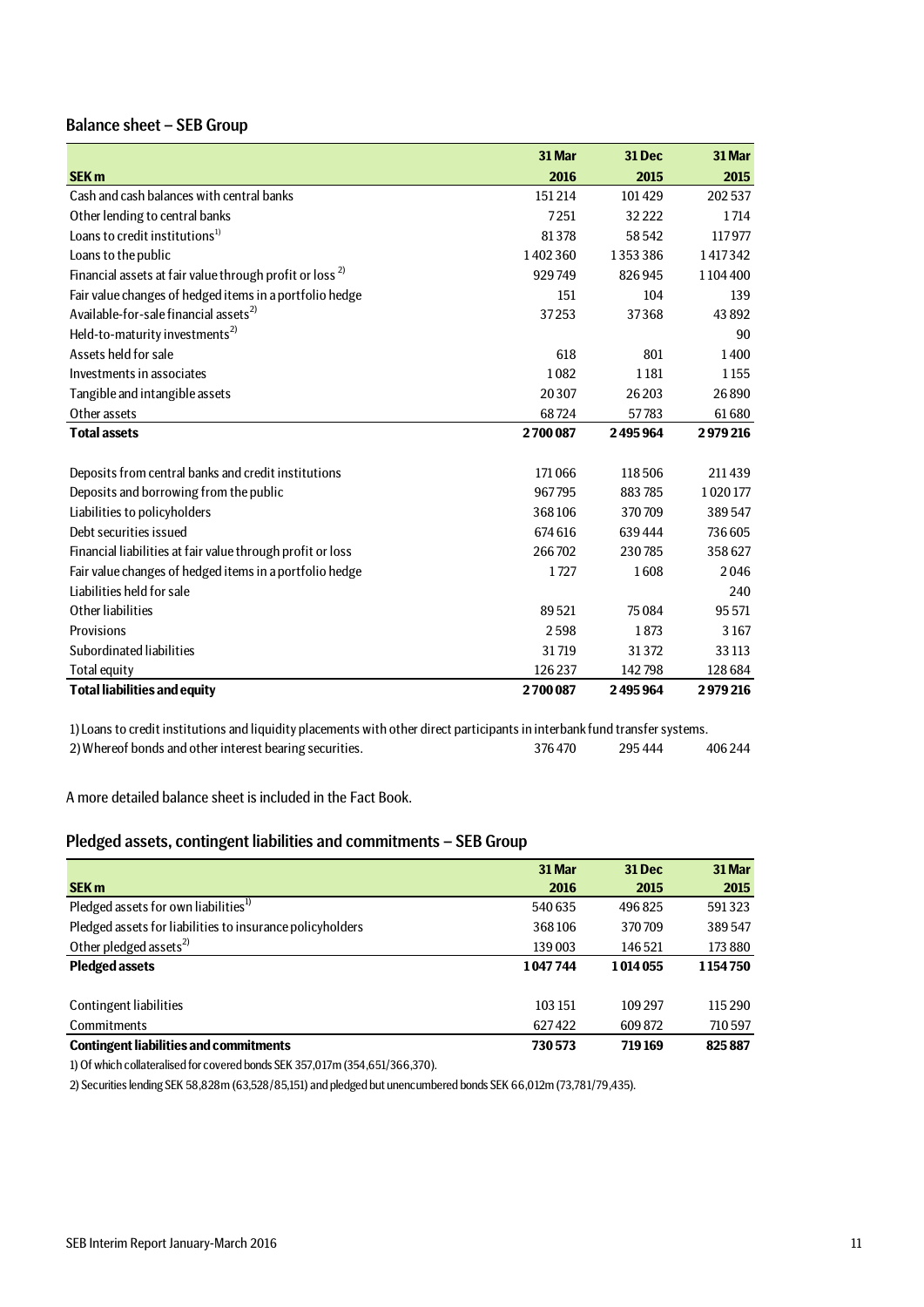## Balance sheet – SEB Group

| SEK m | 31 Mar 2016 | 31 Dec 2015 | 31 Mar 2015 |
|---|---|---|---|
| Cash and cash balances with central banks | 151 214 | 101 429 | 202 537 |
| Other lending to central banks | 7 251 | 32 222 | 1 714 |
| Loans to credit institutions[1] | 81 378 | 58 542 | 117 977 |
| Loans to the public | 1 402 360 | 1 353 386 | 1 417 342 |
| Financial assets at fair value through profit or loss [2] | 929 749 | 826 945 | 1 104 400 |
| Fair value changes of hedged items in a portfolio hedge | 151 | 104 | 139 |
| Available-for-sale financial assets[2] | 37 253 | 37 368 | 43 892 |
| Held-to-maturity investments[2] | | | 90 |
| Assets held for sale | 618 | 801 | 1 400 |
| Investments in associates | 1 082 | 1 181 | 1 155 |
| Tangible and intangible assets | 20 307 | 26 203 | 26 890 |
| Other assets | 68 724 | 57 783 | 61 680 |
| **Total assets** | **2 700 087** | **2 495 964** | **2 979 216** |
| | | | |
| Deposits from central banks and credit institutions | 171 066 | 118 506 | 211 439 |
| Deposits and borrowing from the public | 967 795 | 883 785 | 1 020 177 |
| Liabilities to policyholders | 368 106 | 370 709 | 389 547 |
| Debt securities issued | 674 616 | 639 444 | 736 605 |
| Financial liabilities at fair value through profit or loss | 266 702 | 230 785 | 358 627 |
| Fair value changes of hedged items in a portfolio hedge | 1 727 | 1 608 | 2 046 |
| Liabilities held for sale | | | 240 |
| Other liabilities | 89 521 | 75 084 | 95 571 |
| Provisions | 2 598 | 1 873 | 3 167 |
| Subordinated liabilities | 31 719 | 31 372 | 33 113 |
| Total equity | 126 237 | 142 798 | 128 684 |
| **Total liabilities and equity** | **2 700 087** | **2 495 964** | **2 979 216** |

1) Loans to credit institutions and liquidity placements with other direct participants in interbank fund transfer systems.

| | | | |
|---|---|---|---|
| 2) Whereof bonds and other interest bearing securities. | 376 470 | 295 444 | 406 244 |

A more detailed balance sheet is included in the Fact Book.

## Pledged assets, contingent liabilities and commitments – SEB Group

| SEK m | 31 Mar 2016 | 31 Dec 2015 | 31 Mar 2015 |
|---|---|---|---|
| Pledged assets for own liabilities[1] | 540 635 | 496 825 | 591 323 |
| Pledged assets for liabilities to insurance policyholders | 368 106 | 370 709 | 389 547 |
| Other pledged assets[2] | 139 003 | 146 521 | 173 880 |
| **Pledged assets** | **1 047 744** | **1 014 055** | **1 154 750** |
| | | | |
| Contingent liabilities | 103 151 | 109 297 | 115 290 |
| Commitments | 627 422 | 609 872 | 710 597 |
| **Contingent liabilities and commitments** | **730 573** | **719 169** | **825 887** |

1) Of which collateralised for covered bonds SEK 357,017m (354,651/366,370).

2) Securities lending SEK 58,828m (63,528/85,151) and pledged but unencumbered bonds SEK 66,012m (73,781/79,435).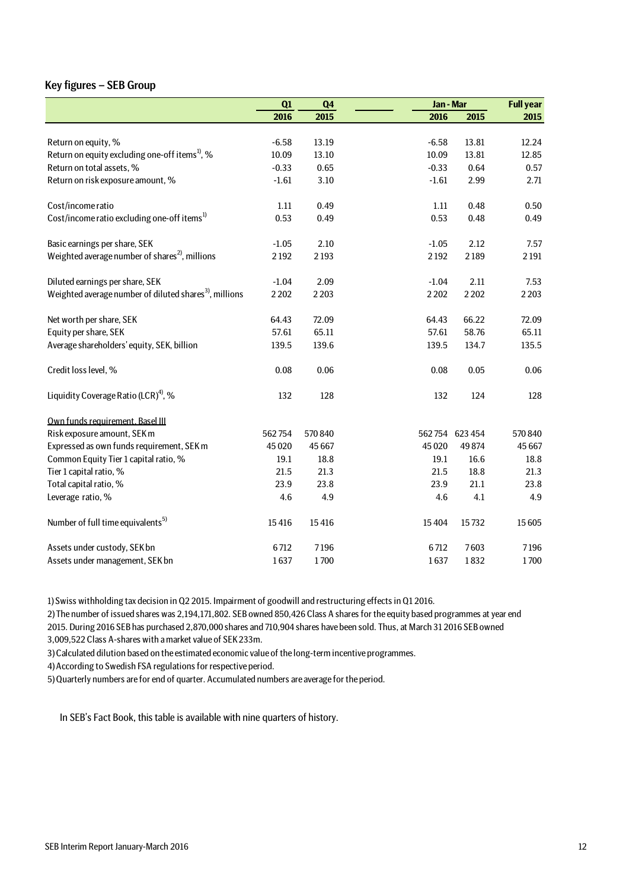## Key figures – SEB Group

| | Q1 | Q4 | Jan - Mar | | Full year |
|---|---|---|---|---|---|
| | 2016 | 2015 | 2016 | 2015 | 2015 |
| Return on equity, % | -6.58 | 13.19 | -6.58 | 13.81 | 12.24 |
| Return on equity excluding one-off items[1], % | 10.09 | 13.10 | 10.09 | 13.81 | 12.85 |
| Return on total assets, % | -0.33 | 0.65 | -0.33 | 0.64 | 0.57 |
| Return on risk exposure amount, % | -1.61 | 3.10 | -1.61 | 2.99 | 2.71 |
| Cost/income ratio | 1.11 | 0.49 | 1.11 | 0.48 | 0.50 |
| Cost/income ratio excluding one-off items[1] | 0.53 | 0.49 | 0.53 | 0.48 | 0.49 |
| Basic earnings per share, SEK | -1.05 | 2.10 | -1.05 | 2.12 | 7.57 |
| Weighted average number of shares[2], millions | 2 192 | 2 193 | 2 192 | 2 189 | 2 191 |
| Diluted earnings per share, SEK | -1.04 | 2.09 | -1.04 | 2.11 | 7.53 |
| Weighted average number of diluted shares[3], millions | 2 202 | 2 203 | 2 202 | 2 202 | 2 203 |
| Net worth per share, SEK | 64.43 | 72.09 | 64.43 | 66.22 | 72.09 |
| Equity per share, SEK | 57.61 | 65.11 | 57.61 | 58.76 | 65.11 |
| Average shareholders' equity, SEK, billion | 139.5 | 139.6 | 139.5 | 134.7 | 135.5 |
| Credit loss level, % | 0.08 | 0.06 | 0.08 | 0.05 | 0.06 |
| Liquidity Coverage Ratio (LCR)[4], % | 132 | 128 | 132 | 124 | 128 |
| Own funds requirement, Basel III | | | | | |
| Risk exposure amount, SEK m | 562 754 | 570 840 | 562 754 | 623 454 | 570 840 |
| Expressed as own funds requirement, SEK m | 45 020 | 45 667 | 45 020 | 49 874 | 45 667 |
| Common Equity Tier 1 capital ratio, % | 19.1 | 18.8 | 19.1 | 16.6 | 18.8 |
| Tier 1 capital ratio, % | 21.5 | 21.3 | 21.5 | 18.8 | 21.3 |
| Total capital ratio, % | 23.9 | 23.8 | 23.9 | 21.1 | 23.8 |
| Leverage ratio, % | 4.6 | 4.9 | 4.6 | 4.1 | 4.9 |
| Number of full time equivalents[5] | 15 416 | 15 416 | 15 404 | 15 732 | 15 605 |
| Assets under custody, SEK bn | 6 712 | 7 196 | 6 712 | 7 603 | 7 196 |
| Assets under management, SEK bn | 1 637 | 1 700 | 1 637 | 1 832 | 1 700 |

1) Swiss withholding tax decision in Q2 2015. Impairment of goodwill and restructuring effects in Q1 2016.

2) The number of issued shares was 2,194,171,802. SEB owned 850,426 Class A shares for the equity based programmes at year end 2015. During 2016 SEB has purchased 2,870,000 shares and 710,904 shares have been sold. Thus, at March 31 2016 SEB owned 3,009,522 Class A-shares with a market value of SEK 233m.

3) Calculated dilution based on the estimated economic value of the long-term incentive programmes.

4) According to Swedish FSA regulations for respective period.

5) Quarterly numbers are for end of quarter. Accumulated numbers are average for the period.

In SEB's Fact Book, this table is available with nine quarters of history.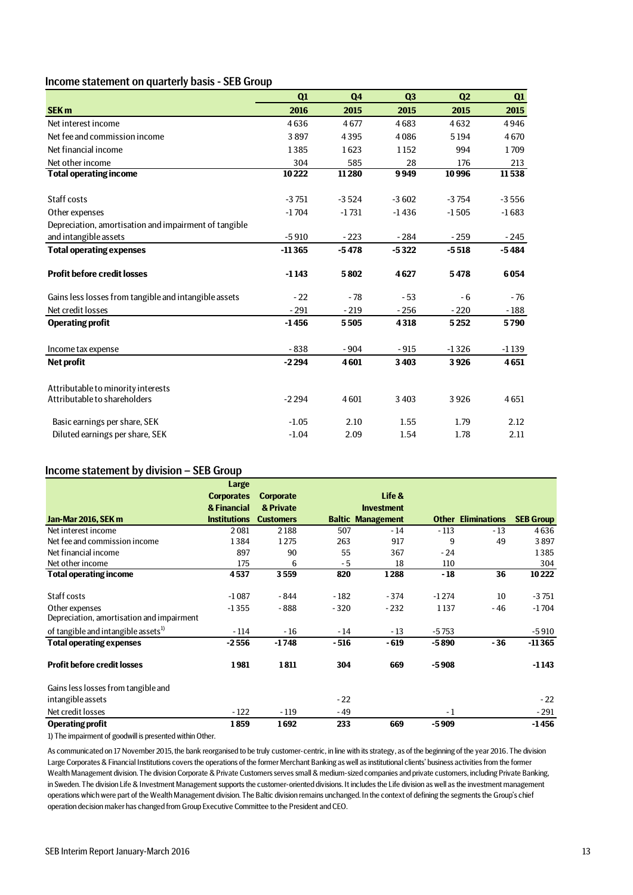## Income statement on quarterly basis - SEB Group

| SEK m | Q1 2016 | Q4 2015 | Q3 2015 | Q2 2015 | Q1 2015 |
|---|---|---|---|---|---|
| Net interest income | 4 636 | 4 677 | 4 683 | 4 632 | 4 946 |
| Net fee and commission income | 3 897 | 4 395 | 4 086 | 5 194 | 4 670 |
| Net financial income | 1 385 | 1 623 | 1 152 | 994 | 1 709 |
| Net other income | 304 | 585 | 28 | 176 | 213 |
| **Total operating income** | **10 222** | **11 280** | **9 949** | **10 996** | **11 538** |
| | | | | | |
| Staff costs | -3 751 | -3 524 | -3 602 | -3 754 | -3 556 |
| Other expenses | -1 704 | -1 731 | -1 436 | -1 505 | -1 683 |
| Depreciation, amortisation and impairment of tangible and intangible assets | -5 910 | - 223 | - 284 | - 259 | - 245 |
| **Total operating expenses** | **-11 365** | **-5 478** | **-5 322** | **-5 518** | **-5 484** |
| | | | | | |
| **Profit before credit losses** | **-1 143** | **5 802** | **4 627** | **5 478** | **6 054** |
| | | | | | |
| Gains less losses from tangible and intangible assets | - 22 | - 78 | - 53 | - 6 | - 76 |
| Net credit losses | - 291 | - 219 | - 256 | - 220 | - 188 |
| **Operating profit** | **-1 456** | **5 505** | **4 318** | **5 252** | **5 790** |
| | | | | | |
| Income tax expense | - 838 | - 904 | - 915 | -1 326 | -1 139 |
| **Net profit** | **-2 294** | **4 601** | **3 403** | **3 926** | **4 651** |
| | | | | | |
| Attributable to minority interests | | | | | |
| Attributable to shareholders | -2 294 | 4 601 | 3 403 | 3 926 | 4 651 |
| | | | | | |
| Basic earnings per share, SEK | -1.05 | 2.10 | 1.55 | 1.79 | 2.12 |
| Diluted earnings per share, SEK | -1.04 | 2.09 | 1.54 | 1.78 | 2.11 |

## Income statement by division – SEB Group

| Jan-Mar 2016, SEK m | Large Corporates & Financial Institutions | Corporate & Private Customers | Baltic | Life & Investment Management | Other | Eliminations | SEB Group |
|---|---|---|---|---|---|---|---|
| Net interest income | 2 081 | 2 188 | 507 | - 14 | - 113 | - 13 | 4 636 |
| Net fee and commission income | 1 384 | 1 275 | 263 | 917 | 9 | 49 | 3 897 |
| Net financial income | 897 | 90 | 55 | 367 | - 24 | | 1 385 |
| Net other income | 175 | 6 | - 5 | 18 | 110 | | 304 |
| **Total operating income** | **4 537** | **3 559** | **820** | **1 288** | **- 18** | **36** | **10 222** |
| | | | | | | | |
| Staff costs | -1 087 | - 844 | - 182 | - 374 | -1 274 | 10 | -3 751 |
| Other expenses | -1 355 | - 888 | - 320 | - 232 | 1 137 | - 46 | -1 704 |
| Depreciation, amortisation and impairment of tangible and intangible assets[1)] | - 114 | - 16 | - 14 | - 13 | -5 753 | | -5 910 |
| **Total operating expenses** | **-2 556** | **-1 748** | **- 516** | **- 619** | **-5 890** | **- 36** | **-11 365** |
| | | | | | | | |
| **Profit before credit losses** | **1 981** | **1 811** | **304** | **669** | **-5 908** | | **-1 143** |
| | | | | | | | |
| Gains less losses from tangible and intangible assets | | | - 22 | | | | - 22 |
| Net credit losses | - 122 | - 119 | - 49 | | - 1 | | - 291 |
| **Operating profit** | **1 859** | **1 692** | **233** | **669** | **-5 909** | | **-1 456** |

1) The impairment of goodwill is presented within Other.

As communicated on 17 November 2015, the bank reorganised to be truly customer-centric, in line with its strategy, as of the beginning of the year 2016. The division Large Corporates & Financial Institutions covers the operations of the former Merchant Banking as well as institutional clients' business activities from the former Wealth Management division. The division Corporate & Private Customers serves small & medium-sized companies and private customers, including Private Banking, in Sweden. The division Life & Investment Management supports the customer-oriented divisions. It includes the Life division as well as the investment management operations which were part of the Wealth Management division. The Baltic division remains unchanged. In the context of defining the segments the Group's chief operation decision maker has changed from Group Executive Committee to the President and CEO.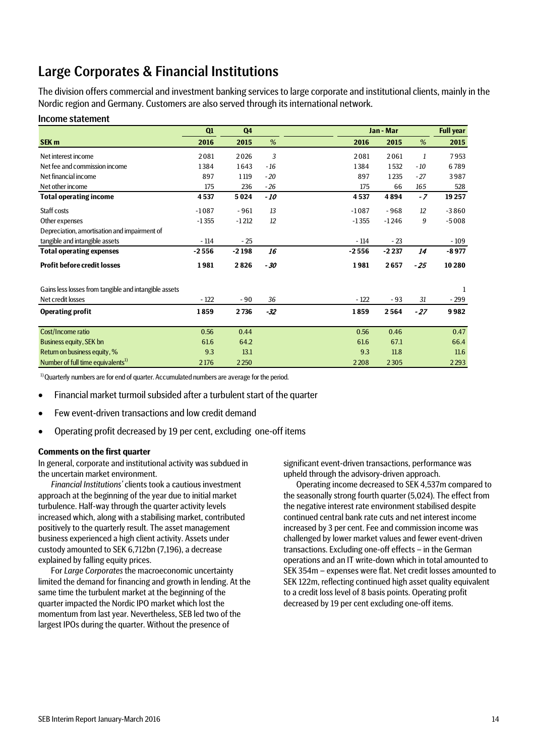# Large Corporates & Financial Institutions

The division offers commercial and investment banking services to large corporate and institutional clients, mainly in the Nordic region and Germany. Customers are also served through its international network.

## Income statement

| | Q1 | Q4 | | Jan - Mar | | | Full year |
|---|---|---|---|---|---|---|---|
| **SEK m** | **2016** | **2015** | *%* | **2016** | **2015** | *%* | **2015** |
| Net interest income | 2 081 | 2 026 | *3* | 2 081 | 2 061 | *1* | 7 953 |
| Net fee and commission income | 1 384 | 1 643 | *-16* | 1 384 | 1 532 | *-10* | 6 789 |
| Net financial income | 897 | 1 119 | *-20* | 897 | 1 235 | *-27* | 3 987 |
| Net other income | 175 | 236 | *-26* | 175 | 66 | *165* | 528 |
| **Total operating income** | **4 537** | **5 024** | ***-10*** | **4 537** | **4 894** | ***-7*** | **19 257** |
| Staff costs | -1 087 | - 961 | *13* | -1 087 | - 968 | *12* | -3 860 |
| Other expenses | -1 355 | -1 212 | *12* | -1 355 | -1 246 | *9* | -5 008 |
| Depreciation, amortisation and impairment of tangible and intangible assets | - 114 | - 25 | | - 114 | - 23 | | - 109 |
| **Total operating expenses** | **-2 556** | **-2 198** | ***16*** | **-2 556** | **-2 237** | ***14*** | **-8 977** |
| **Profit before credit losses** | **1 981** | **2 826** | ***-30*** | **1 981** | **2 657** | ***-25*** | **10 280** |
| Gains less losses from tangible and intangible assets | | | | | | | 1 |
| Net credit losses | - 122 | - 90 | *36* | - 122 | - 93 | *31* | - 299 |
| **Operating profit** | **1 859** | **2 736** | ***-32*** | **1 859** | **2 564** | ***-27*** | **9 982** |
| Cost/Income ratio | 0.56 | 0.44 | | 0.56 | 0.46 | | 0.47 |
| Business equity, SEK bn | 61.6 | 64.2 | | 61.6 | 67.1 | | 66.4 |
| Return on business equity, % | 9.3 | 13.1 | | 9.3 | 11.8 | | 11.6 |
| Number of full time equivalents[1] | 2 176 | 2 250 | | 2 208 | 2 305 | | 2 293 |

[1] Quarterly numbers are for end of quarter. Accumulated numbers are average for the period.

- Financial market turmoil subsided after a turbulent start of the quarter
- Few event-driven transactions and low credit demand
- Operating profit decreased by 19 per cent, excluding one-off items

**Comments on the first quarter**

In general, corporate and institutional activity was subdued in the uncertain market environment.

*Financial Institutions'* clients took a cautious investment approach at the beginning of the year due to initial market turbulence. Half-way through the quarter activity levels increased which, along with a stabilising market, contributed positively to the quarterly result. The asset management business experienced a high client activity. Assets under custody amounted to SEK 6,712bn (7,196), a decrease explained by falling equity prices.

For *Large Corporates* the macroeconomic uncertainty limited the demand for financing and growth in lending. At the same time the turbulent market at the beginning of the quarter impacted the Nordic IPO market which lost the momentum from last year. Nevertheless, SEB led two of the largest IPOs during the quarter. Without the presence of significant event-driven transactions, performance was upheld through the advisory-driven approach.

Operating income decreased to SEK 4,537m compared to the seasonally strong fourth quarter (5,024). The effect from the negative interest rate environment stabilised despite continued central bank rate cuts and net interest income increased by 3 per cent. Fee and commission income was challenged by lower market values and fewer event-driven transactions. Excluding one-off effects – in the German operations and an IT write-down which in total amounted to SEK 354m – expenses were flat. Net credit losses amounted to SEK 122m, reflecting continued high asset quality equivalent to a credit loss level of 8 basis points. Operating profit decreased by 19 per cent excluding one-off items.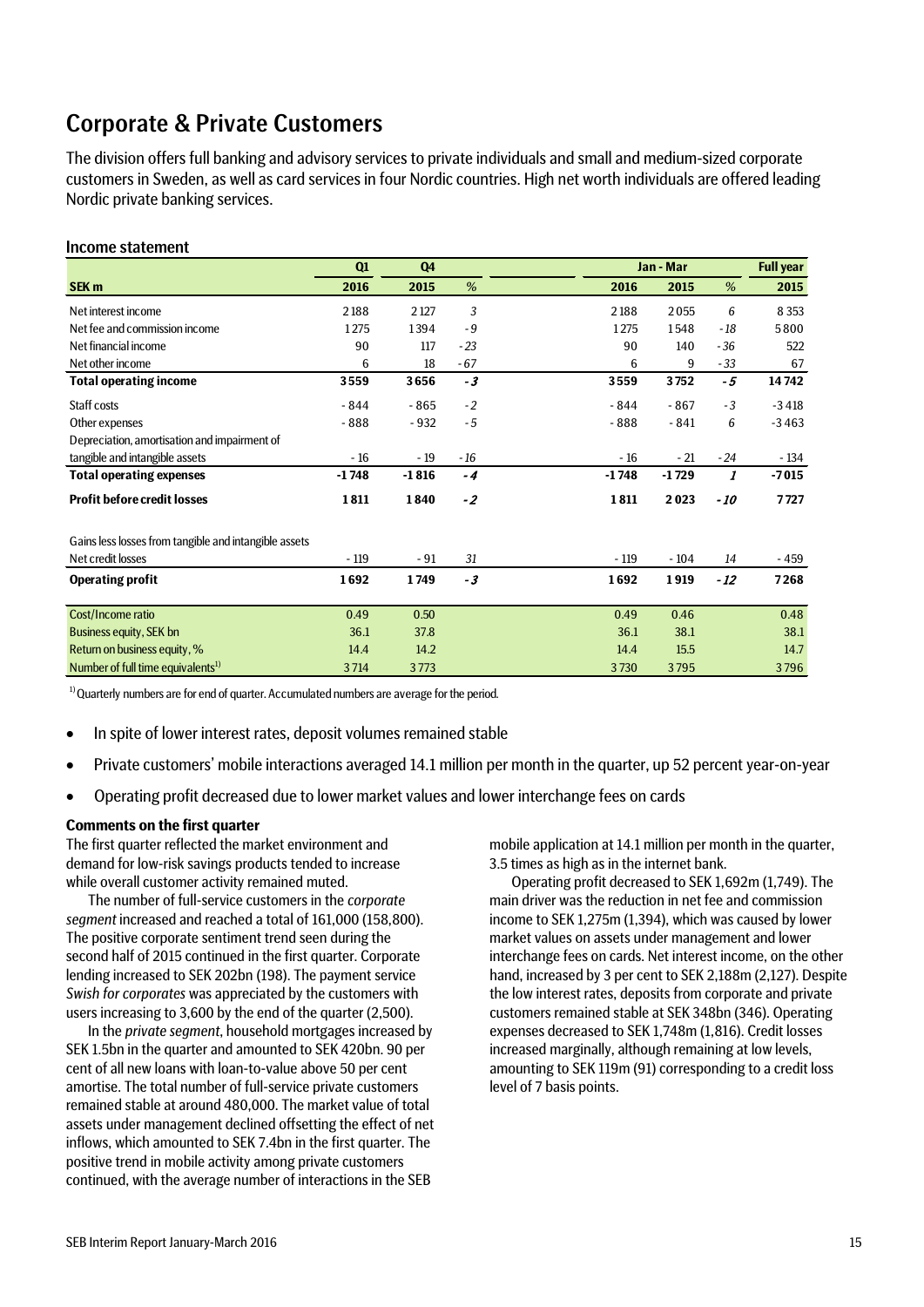# Corporate & Private Customers

The division offers full banking and advisory services to private individuals and small and medium-sized corporate customers in Sweden, as well as card services in four Nordic countries. High net worth individuals are offered leading Nordic private banking services.

## Income statement

| SEK m | Q1 2016 | Q4 2015 | % | Jan - Mar 2016 | Jan - Mar 2015 | % | Full year 2015 |
|---|---|---|---|---|---|---|---|
| Net interest income | 2 188 | 2 127 | *3* | 2 188 | 2 055 | *6* | 8 353 |
| Net fee and commission income | 1 275 | 1 394 | *- 9* | 1 275 | 1 548 | *- 18* | 5 800 |
| Net financial income | 90 | 117 | *- 23* | 90 | 140 | *- 36* | 522 |
| Net other income | 6 | 18 | *- 67* | 6 | 9 | *- 33* | 67 |
| **Total operating income** | **3 559** | **3 656** | ***- 3*** | **3 559** | **3 752** | ***- 5*** | **14 742** |
| Staff costs | - 844 | - 865 | *- 2* | - 844 | - 867 | *- 3* | - 3 418 |
| Other expenses | - 888 | - 932 | *- 5* | - 888 | - 841 | *6* | - 3 463 |
| Depreciation, amortisation and impairment of tangible and intangible assets | - 16 | - 19 | *- 16* | - 16 | - 21 | *- 24* | - 134 |
| **Total operating expenses** | **- 1 748** | **- 1 816** | ***- 4*** | **- 1 748** | **- 1 729** | ***1*** | **- 7 015** |
| **Profit before credit losses** | **1 811** | **1 840** | ***- 2*** | **1 811** | **2 023** | ***- 10*** | **7 727** |
| Gains less losses from tangible and intangible assets | | | | | | | |
| Net credit losses | - 119 | - 91 | *31* | - 119 | - 104 | *14* | - 459 |
| **Operating profit** | **1 692** | **1 749** | ***- 3*** | **1 692** | **1 919** | ***- 12*** | **7 268** |
| Cost/Income ratio | 0.49 | 0.50 | | 0.49 | 0.46 | | 0.48 |
| Business equity, SEK bn | 36.1 | 37.8 | | 36.1 | 38.1 | | 38.1 |
| Return on business equity, % | 14.4 | 14.2 | | 14.4 | 15.5 | | 14.7 |
| Number of full time equivalents[1] | 3 714 | 3 773 | | 3 730 | 3 795 | | 3 796 |

[1] Quarterly numbers are for end of quarter. Accumulated numbers are average for the period.

- In spite of lower interest rates, deposit volumes remained stable
- Private customers' mobile interactions averaged 14.1 million per month in the quarter, up 52 percent year-on-year
- Operating profit decreased due to lower market values and lower interchange fees on cards

**Comments on the first quarter**

The first quarter reflected the market environment and demand for low-risk savings products tended to increase while overall customer activity remained muted.

The number of full-service customers in the *corporate segment* increased and reached a total of 161,000 (158,800). The positive corporate sentiment trend seen during the second half of 2015 continued in the first quarter. Corporate lending increased to SEK 202bn (198). The payment service *Swish for corporates* was appreciated by the customers with users increasing to 3,600 by the end of the quarter (2,500).

In the *private segment*, household mortgages increased by SEK 1.5bn in the quarter and amounted to SEK 420bn. 90 per cent of all new loans with loan-to-value above 50 per cent amortise. The total number of full-service private customers remained stable at around 480,000. The market value of total assets under management declined offsetting the effect of net inflows, which amounted to SEK 7.4bn in the first quarter. The positive trend in mobile activity among private customers continued, with the average number of interactions in the SEB mobile application at 14.1 million per month in the quarter, 3.5 times as high as in the internet bank.

Operating profit decreased to SEK 1,692m (1,749). The main driver was the reduction in net fee and commission income to SEK 1,275m (1,394), which was caused by lower market values on assets under management and lower interchange fees on cards. Net interest income, on the other hand, increased by 3 per cent to SEK 2,188m (2,127). Despite the low interest rates, deposits from corporate and private customers remained stable at SEK 348bn (346). Operating expenses decreased to SEK 1,748m (1,816). Credit losses increased marginally, although remaining at low levels, amounting to SEK 119m (91) corresponding to a credit loss level of 7 basis points.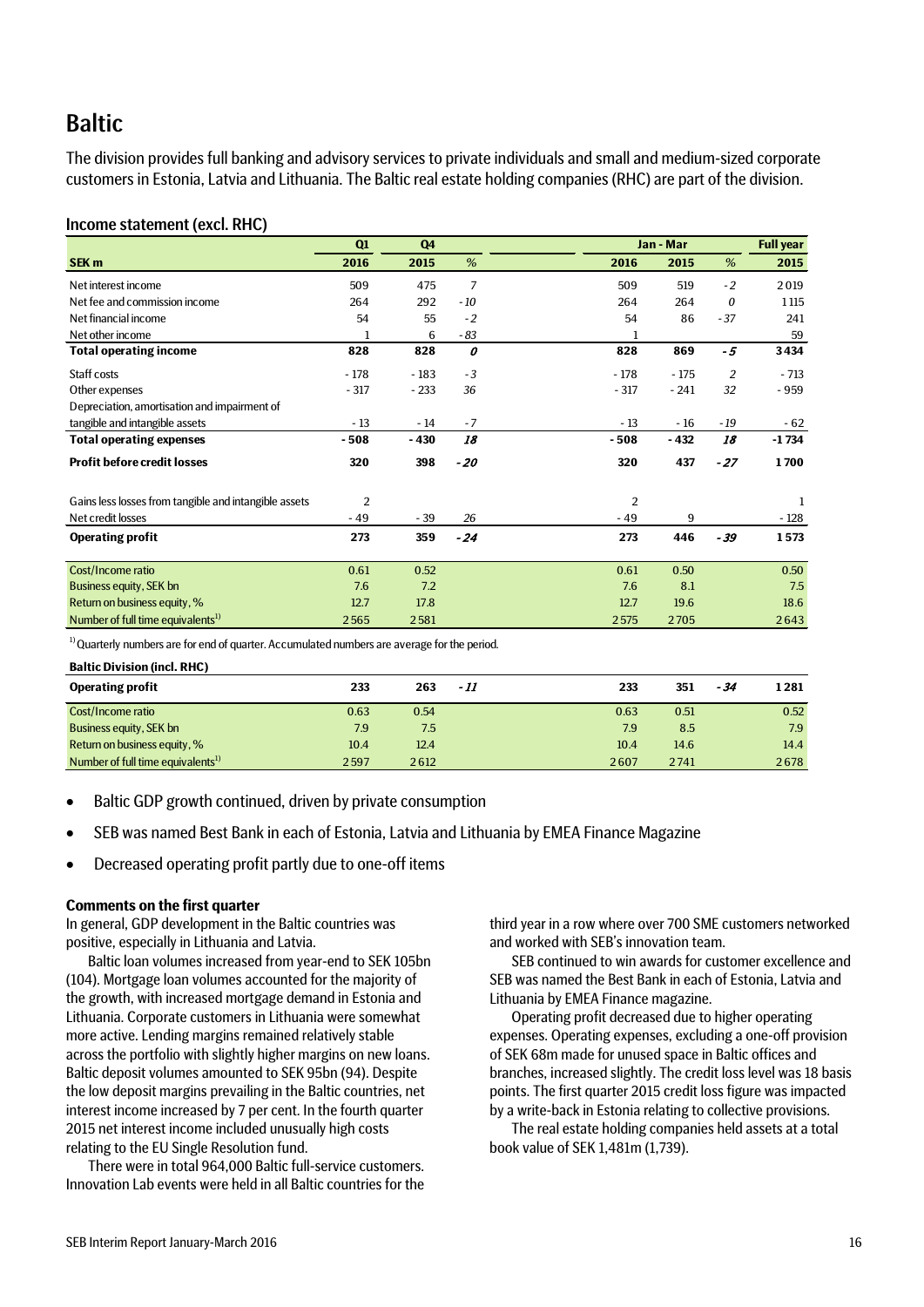# Baltic

The division provides full banking and advisory services to private individuals and small and medium-sized corporate customers in Estonia, Latvia and Lithuania. The Baltic real estate holding companies (RHC) are part of the division.

## Income statement (excl. RHC)

| SEK m | Q1 2016 | Q4 2015 | % | Jan - Mar 2016 | Jan - Mar 2015 | % | Full year 2015 |
|---|---|---|---|---|---|---|---|
| Net interest income | 509 | 475 | *7* | 509 | 519 | *-2* | 2019 |
| Net fee and commission income | 264 | 292 | *-10* | 264 | 264 | *0* | 1115 |
| Net financial income | 54 | 55 | *-2* | 54 | 86 | *-37* | 241 |
| Net other income | 1 | 6 | *-83* | 1 | | | 59 |
| **Total operating income** | **828** | **828** | ***0*** | **828** | **869** | ***-5*** | **3434** |
| Staff costs | -178 | -183 | *-3* | -178 | -175 | *2* | -713 |
| Other expenses | -317 | -233 | *36* | -317 | -241 | *32* | -959 |
| Depreciation, amortisation and impairment of tangible and intangible assets | -13 | -14 | *-7* | -13 | -16 | *-19* | -62 |
| **Total operating expenses** | **-508** | **-430** | ***18*** | **-508** | **-432** | ***18*** | **-1734** |
| **Profit before credit losses** | **320** | **398** | ***-20*** | **320** | **437** | ***-27*** | **1700** |
| Gains less losses from tangible and intangible assets | 2 | | | 2 | | | 1 |
| Net credit losses | -49 | -39 | *26* | -49 | 9 | | -128 |
| **Operating profit** | **273** | **359** | ***-24*** | **273** | **446** | ***-39*** | **1573** |
| Cost/Income ratio | 0.61 | 0.52 | | 0.61 | 0.50 | | 0.50 |
| Business equity, SEK bn | 7.6 | 7.2 | | 7.6 | 8.1 | | 7.5 |
| Return on business equity, % | 12.7 | 17.8 | | 12.7 | 19.6 | | 18.6 |
| Number of full time equivalents[1] | 2565 | 2581 | | 2575 | 2705 | | 2643 |

[1] Quarterly numbers are for end of quarter. Accumulated numbers are average for the period.

**Baltic Division (incl. RHC)**

| SEK m | Q1 2016 | Q4 2015 | % | Jan - Mar 2016 | Jan - Mar 2015 | % | Full year 2015 |
|---|---|---|---|---|---|---|---|
| **Operating profit** | **233** | **263** | ***-11*** | **233** | **351** | ***-34*** | **1281** |
| Cost/Income ratio | 0.63 | 0.54 | | 0.63 | 0.51 | | 0.52 |
| Business equity, SEK bn | 7.9 | 7.5 | | 7.9 | 8.5 | | 7.9 |
| Return on business equity, % | 10.4 | 12.4 | | 10.4 | 14.6 | | 14.4 |
| Number of full time equivalents[1] | 2597 | 2612 | | 2607 | 2741 | | 2678 |

- Baltic GDP growth continued, driven by private consumption
- SEB was named Best Bank in each of Estonia, Latvia and Lithuania by EMEA Finance Magazine
- Decreased operating profit partly due to one-off items

**Comments on the first quarter**

In general, GDP development in the Baltic countries was positive, especially in Lithuania and Latvia.

Baltic loan volumes increased from year-end to SEK 105bn (104). Mortgage loan volumes accounted for the majority of the growth, with increased mortgage demand in Estonia and Lithuania. Corporate customers in Lithuania were somewhat more active. Lending margins remained relatively stable across the portfolio with slightly higher margins on new loans. Baltic deposit volumes amounted to SEK 95bn (94). Despite the low deposit margins prevailing in the Baltic countries, net interest income increased by 7 per cent. In the fourth quarter 2015 net interest income included unusually high costs relating to the EU Single Resolution fund.

There were in total 964,000 Baltic full-service customers. Innovation Lab events were held in all Baltic countries for the third year in a row where over 700 SME customers networked and worked with SEB's innovation team.

SEB continued to win awards for customer excellence and SEB was named the Best Bank in each of Estonia, Latvia and Lithuania by EMEA Finance magazine.

Operating profit decreased due to higher operating expenses. Operating expenses, excluding a one-off provision of SEK 68m made for unused space in Baltic offices and branches, increased slightly. The credit loss level was 18 basis points. The first quarter 2015 credit loss figure was impacted by a write-back in Estonia relating to collective provisions.

The real estate holding companies held assets at a total book value of SEK 1,481m (1,739).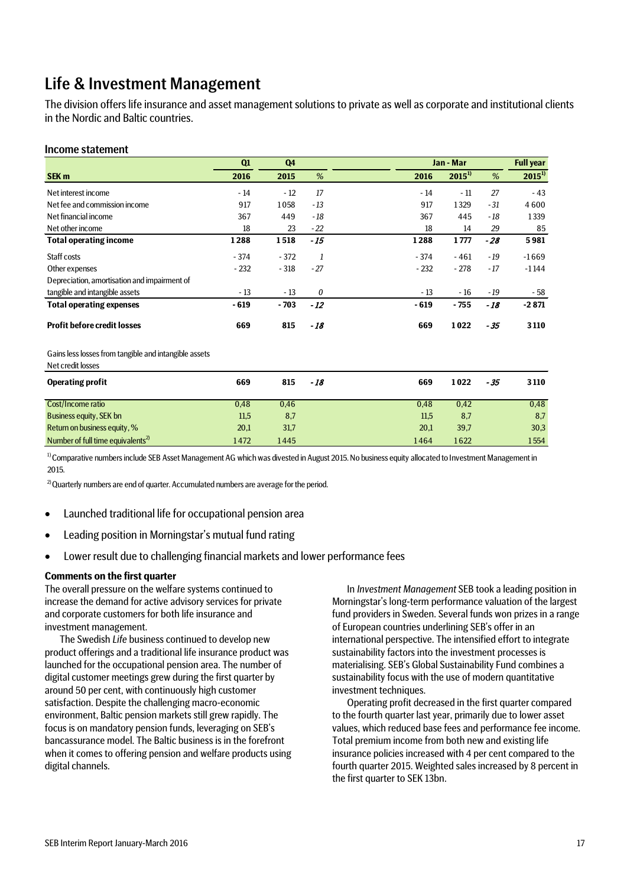# Life & Investment Management

The division offers life insurance and asset management solutions to private as well as corporate and institutional clients in the Nordic and Baltic countries.

## Income statement

| SEK m | Q1 2016 | Q4 2015 | % | Jan - Mar 2016 | Jan - Mar 2015[1] | % | Full year 2015[1] |
|---|---|---|---|---|---|---|---|
| Net interest income | - 14 | - 12 | 17 | - 14 | - 11 | 27 | - 43 |
| Net fee and commission income | 917 | 1058 | -13 | 917 | 1329 | -31 | 4600 |
| Net financial income | 367 | 449 | -18 | 367 | 445 | -18 | 1339 |
| Net other income | 18 | 23 | -22 | 18 | 14 | 29 | 85 |
| **Total operating income** | **1288** | **1518** | **-15** | **1288** | **1777** | **-28** | **5981** |
| Staff costs | - 374 | - 372 | 1 | - 374 | - 461 | -19 | -1669 |
| Other expenses | - 232 | - 318 | -27 | - 232 | - 278 | -17 | -1144 |
| Depreciation, amortisation and impairment of tangible and intangible assets | - 13 | - 13 | 0 | - 13 | - 16 | -19 | - 58 |
| **Total operating expenses** | **- 619** | **- 703** | **-12** | **- 619** | **- 755** | **-18** | **-2871** |
| **Profit before credit losses** | **669** | **815** | **-18** | **669** | **1022** | **-35** | **3110** |
| Gains less losses from tangible and intangible assets | | | | | | | |
| Net credit losses | | | | | | | |
| **Operating profit** | **669** | **815** | **-18** | **669** | **1022** | **-35** | **3110** |
| Cost/Income ratio | 0,48 | 0,46 | | 0,48 | 0,42 | | 0,48 |
| Business equity, SEK bn | 11,5 | 8,7 | | 11,5 | 8,7 | | 8,7 |
| Return on business equity, % | 20,1 | 31,7 | | 20,1 | 39,7 | | 30,3 |
| Number of full time equivalents[2] | 1472 | 1445 | | 1464 | 1622 | | 1554 |

[1] Comparative numbers include SEB Asset Management AG which was divested in August 2015. No business equity allocated to Investment Management in 2015.

[2] Quarterly numbers are end of quarter. Accumulated numbers are average for the period.

- Launched traditional life for occupational pension area
- Leading position in Morningstar's mutual fund rating
- Lower result due to challenging financial markets and lower performance fees

**Comments on the first quarter**

The overall pressure on the welfare systems continued to increase the demand for active advisory services for private and corporate customers for both life insurance and investment management.

The Swedish *Life* business continued to develop new product offerings and a traditional life insurance product was launched for the occupational pension area. The number of digital customer meetings grew during the first quarter by around 50 per cent, with continuously high customer satisfaction. Despite the challenging macro-economic environment, Baltic pension markets still grew rapidly. The focus is on mandatory pension funds, leveraging on SEB's bancassurance model. The Baltic business is in the forefront when it comes to offering pension and welfare products using digital channels.

In *Investment Management* SEB took a leading position in Morningstar's long-term performance valuation of the largest fund providers in Sweden. Several funds won prizes in a range of European countries underlining SEB's offer in an international perspective. The intensified effort to integrate sustainability factors into the investment processes is materialising. SEB's Global Sustainability Fund combines a sustainability focus with the use of modern quantitative investment techniques.

Operating profit decreased in the first quarter compared to the fourth quarter last year, primarily due to lower asset values, which reduced base fees and performance fee income. Total premium income from both new and existing life insurance policies increased with 4 per cent compared to the fourth quarter 2015. Weighted sales increased by 8 percent in the first quarter to SEK 13bn.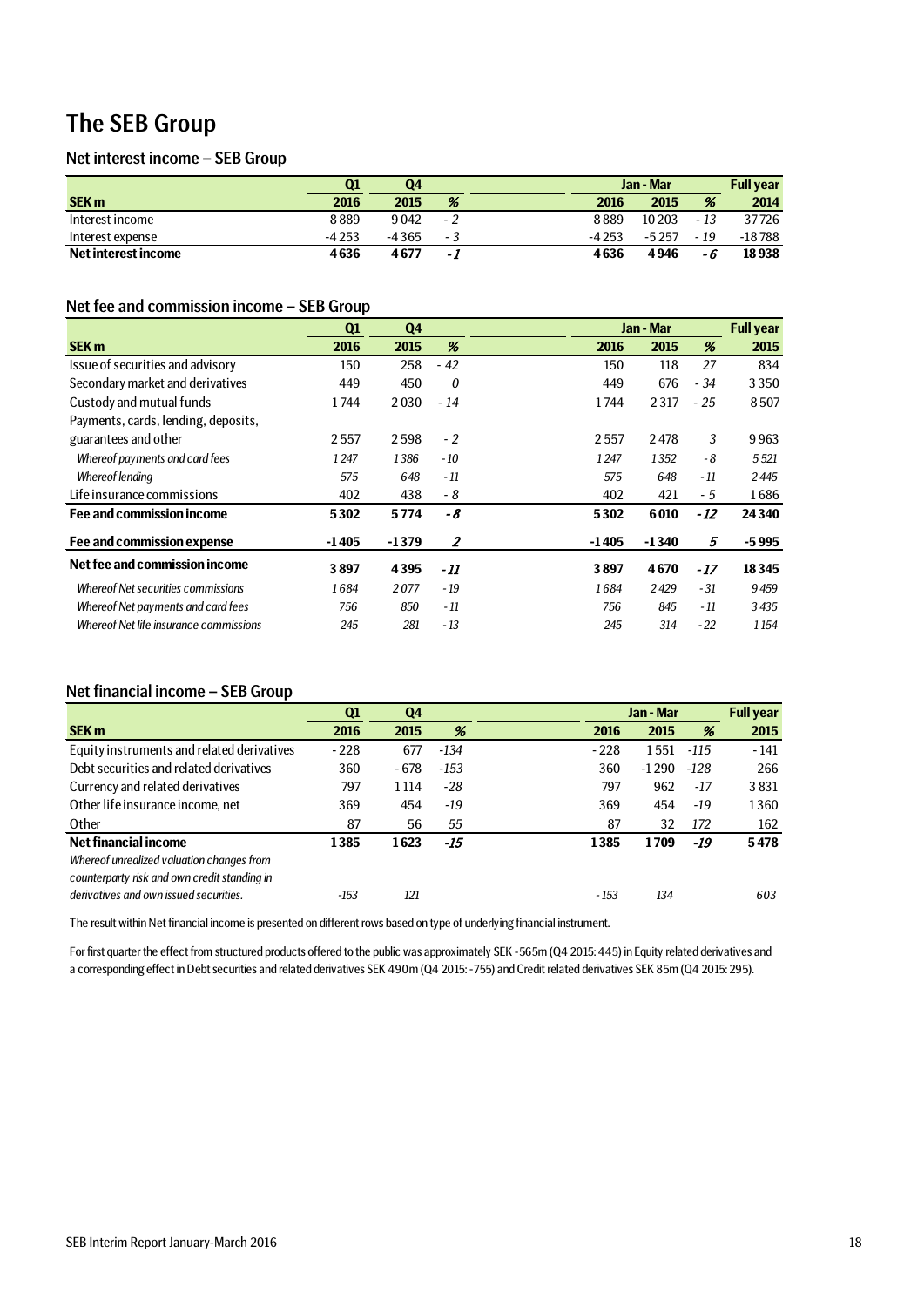# The SEB Group

## Net interest income – SEB Group

| | Q1 | Q4 | | Jan - Mar | | | Full year |
|---|---|---|---|---|---|---|---|
| **SEK m** | **2016** | **2015** | **%** | **2016** | **2015** | **%** | **2014** |
| Interest income | 8 889 | 9 042 | - 2 | 8 889 | 10 203 | - 13 | 37 726 |
| Interest expense | -4 253 | -4 365 | - 3 | -4 253 | -5 257 | - 19 | -18 788 |
| **Net interest income** | **4 636** | **4 677** | ***- 1*** | **4 636** | **4 946** | ***- 6*** | **18 938** |

## Net fee and commission income – SEB Group

| | Q1 | Q4 | | Jan - Mar | | | Full year |
|---|---|---|---|---|---|---|---|
| **SEK m** | **2016** | **2015** | **%** | **2016** | **2015** | **%** | **2015** |
| Issue of securities and advisory | 150 | 258 | - 42 | 150 | 118 | 27 | 834 |
| Secondary market and derivatives | 449 | 450 | 0 | 449 | 676 | - 34 | 3 350 |
| Custody and mutual funds | 1 744 | 2 030 | - 14 | 1 744 | 2 317 | - 25 | 8 507 |
| Payments, cards, lending, deposits, guarantees and other | 2 557 | 2 598 | - 2 | 2 557 | 2 478 | 3 | 9 963 |
| *Whereof payments and card fees* | *1 247* | *1 386* | *- 10* | *1 247* | *1 352* | *- 8* | *5 521* |
| *Whereof lending* | *575* | *648* | *- 11* | *575* | *648* | *- 11* | *2 445* |
| Life insurance commissions | 402 | 438 | - 8 | 402 | 421 | - 5 | 1 686 |
| **Fee and commission income** | **5 302** | **5 774** | ***- 8*** | **5 302** | **6 010** | ***- 12*** | **24 340** |
| **Fee and commission expense** | **-1 405** | **-1 379** | ***2*** | **-1 405** | **-1 340** | ***5*** | **-5 995** |
| **Net fee and commission income** | **3 897** | **4 395** | ***- 11*** | **3 897** | **4 670** | ***- 17*** | **18 345** |
| *Whereof Net securities commissions* | *1 684* | *2 077* | *- 19* | *1 684* | *2 429* | *- 31* | *9 459* |
| *Whereof Net payments and card fees* | *756* | *850* | *- 11* | *756* | *845* | *- 11* | *3 435* |
| *Whereof Net life insurance commissions* | *245* | *281* | *- 13* | *245* | *314* | *- 22* | *1 154* |

## Net financial income – SEB Group

| | Q1 | Q4 | | Jan - Mar | | | Full year |
|---|---|---|---|---|---|---|---|
| **SEK m** | **2016** | **2015** | **%** | **2016** | **2015** | **%** | **2015** |
| Equity instruments and related derivatives | - 228 | 677 | -134 | - 228 | 1 551 | -115 | - 141 |
| Debt securities and related derivatives | 360 | - 678 | -153 | 360 | -1 290 | -128 | 266 |
| Currency and related derivatives | 797 | 1 114 | -28 | 797 | 962 | -17 | 3 831 |
| Other life insurance income, net | 369 | 454 | -19 | 369 | 454 | -19 | 1 360 |
| Other | 87 | 56 | 55 | 87 | 32 | 172 | 162 |
| **Net financial income** | **1 385** | **1 623** | ***-15*** | **1 385** | **1 709** | ***-19*** | **5 478** |
| *Whereof unrealized valuation changes from counterparty risk and own credit standing in derivatives and own issued securities.* | *-153* | *121* | | *- 153* | *134* | | *603* |

The result within Net financial income is presented on different rows based on type of underlying financial instrument.

For first quarter the effect from structured products offered to the public was approximately SEK -565m (Q4 2015: 445) in Equity related derivatives and a corresponding effect in Debt securities and related derivatives SEK 490m (Q4 2015: -755) and Credit related derivatives SEK 85m (Q4 2015: 295).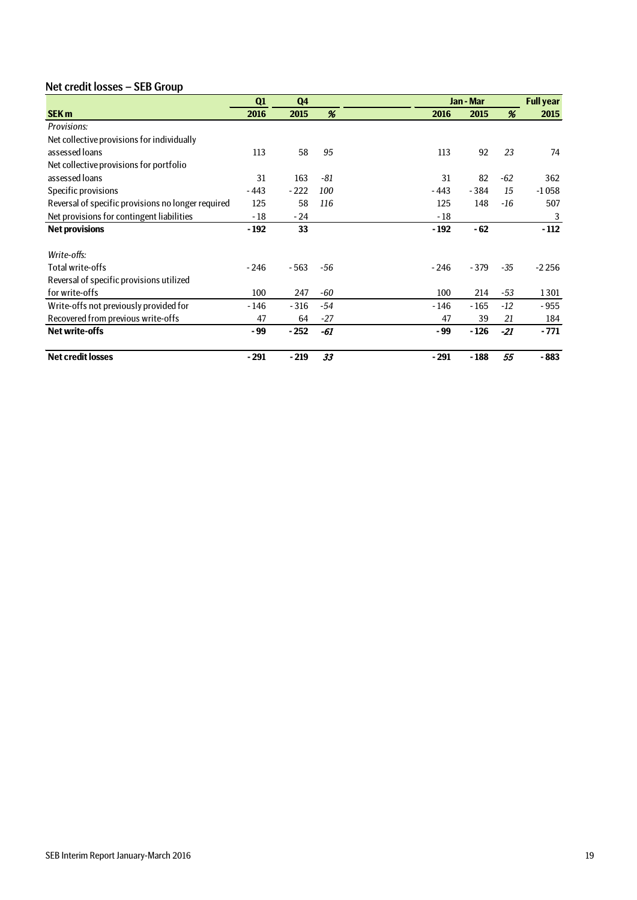## Net credit losses – SEB Group

| | Q1 | Q4 | | Jan - Mar | | | Full year |
|---|---|---|---|---|---|---|---|
| **SEK m** | **2016** | **2015** | ***%*** | **2016** | **2015** | ***%*** | **2015** |
| *Provisions:* | | | | | | | |
| Net collective provisions for individually assessed loans | 113 | 58 | *95* | 113 | 92 | *23* | 74 |
| Net collective provisions for portfolio assessed loans | 31 | 163 | *-81* | 31 | 82 | *-62* | 362 |
| Specific provisions | -443 | -222 | *100* | -443 | -384 | *15* | -1 058 |
| Reversal of specific provisions no longer required | 125 | 58 | *116* | 125 | 148 | *-16* | 507 |
| Net provisions for contingent liabilities | -18 | -24 | | -18 | | | 3 |
| **Net provisions** | **-192** | **33** | | **-192** | **-62** | | **-112** |
| | | | | | | | |
| *Write-offs:* | | | | | | | |
| Total write-offs | -246 | -563 | *-56* | -246 | -379 | *-35* | -2 256 |
| Reversal of specific provisions utilized for write-offs | 100 | 247 | *-60* | 100 | 214 | *-53* | 1 301 |
| Write-offs not previously provided for | -146 | -316 | *-54* | -146 | -165 | *-12* | -955 |
| Recovered from previous write-offs | 47 | 64 | *-27* | 47 | 39 | *21* | 184 |
| **Net write-offs** | **-99** | **-252** | ***-61*** | **-99** | **-126** | ***-21*** | **-771** |
| | | | | | | | |
| **Net credit losses** | **-291** | **-219** | ***33*** | **-291** | **-188** | ***55*** | **-883** |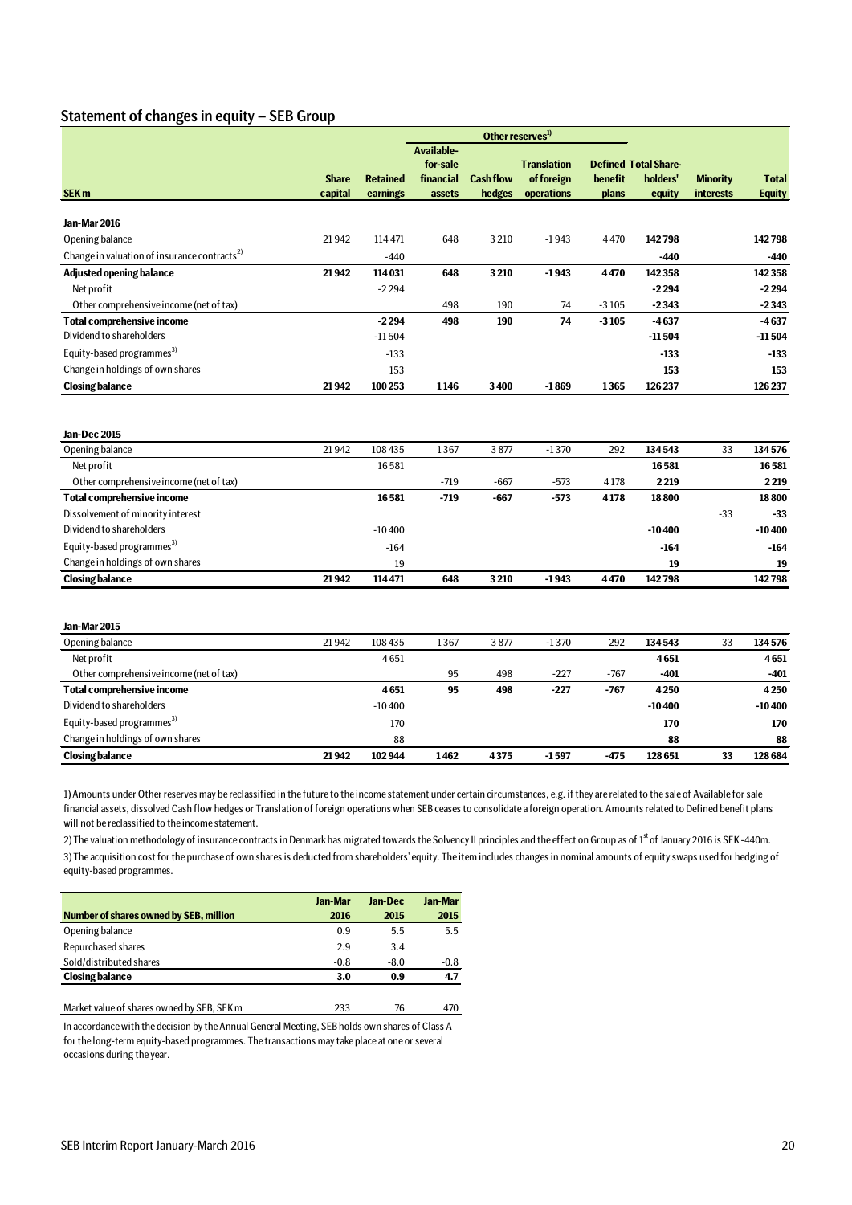## Statement of changes in equity – SEB Group

| SEK m | Share capital | Retained earnings | Other reserves[1] Available-for-sale financial assets | Cash flow hedges | Translation of foreign operations | Defined benefit plans | Total Share-holders' equity | Minority interests | Total Equity |
|---|---|---|---|---|---|---|---|---|---|
| **Jan-Mar 2016** | | | | | | | | | |
| Opening balance | 21 942 | 114 471 | 648 | 3 210 | -1 943 | 4 470 | **142 798** | | **142 798** |
| Change in valuation of insurance contracts[2] | | -440 | | | | | **-440** | | **-440** |
| **Adjusted opening balance** | **21 942** | **114 031** | **648** | **3 210** | **-1 943** | **4 470** | **142 358** | | **142 358** |
| Net profit | | -2 294 | | | | | **-2 294** | | **-2 294** |
| Other comprehensive income (net of tax) | | | 498 | 190 | 74 | -3 105 | **-2 343** | | **-2 343** |
| **Total comprehensive income** | | **-2 294** | **498** | **190** | **74** | **-3 105** | **-4 637** | | **-4 637** |
| Dividend to shareholders | | -11 504 | | | | | **-11 504** | | **-11 504** |
| Equity-based programmes[3] | | -133 | | | | | **-133** | | **-133** |
| Change in holdings of own shares | | 153 | | | | | **153** | | **153** |
| **Closing balance** | **21 942** | **100 253** | **1 146** | **3 400** | **-1 869** | **1 365** | **126 237** | | **126 237** |
| | | | | | | | | | |
| **Jan-Dec 2015** | | | | | | | | | |
| Opening balance | 21 942 | 108 435 | 1 367 | 3 877 | -1 370 | 292 | **134 543** | 33 | **134 576** |
| Net profit | | 16 581 | | | | | **16 581** | | **16 581** |
| Other comprehensive income (net of tax) | | | -719 | -667 | -573 | 4 178 | **2 219** | | **2 219** |
| **Total comprehensive income** | | **16 581** | **-719** | **-667** | **-573** | **4 178** | **18 800** | | **18 800** |
| Dissolvement of minority interest | | | | | | | | -33 | **-33** |
| Dividend to shareholders | | -10 400 | | | | | **-10 400** | | **-10 400** |
| Equity-based programmes[3] | | -164 | | | | | **-164** | | **-164** |
| Change in holdings of own shares | | 19 | | | | | **19** | | **19** |
| **Closing balance** | **21 942** | **114 471** | **648** | **3 210** | **-1 943** | **4 470** | **142 798** | | **142 798** |
| | | | | | | | | | |
| **Jan-Mar 2015** | | | | | | | | | |
| Opening balance | 21 942 | 108 435 | 1 367 | 3 877 | -1 370 | 292 | **134 543** | 33 | **134 576** |
| Net profit | | 4 651 | | | | | **4 651** | | **4 651** |
| Other comprehensive income (net of tax) | | | 95 | 498 | -227 | -767 | **-401** | | **-401** |
| **Total comprehensive income** | | **4 651** | **95** | **498** | **-227** | **-767** | **4 250** | | **4 250** |
| Dividend to shareholders | | -10 400 | | | | | **-10 400** | | **-10 400** |
| Equity-based programmes[3] | | 170 | | | | | **170** | | **170** |
| Change in holdings of own shares | | 88 | | | | | **88** | | **88** |
| **Closing balance** | **21 942** | **102 944** | **1 462** | **4 375** | **-1 597** | **-475** | **128 651** | **33** | **128 684** |

1) Amounts under Other reserves may be reclassified in the future to the income statement under certain circumstances, e.g. if they are related to the sale of Available for sale financial assets, dissolved Cash flow hedges or Translation of foreign operations when SEB ceases to consolidate a foreign operation. Amounts related to Defined benefit plans will not be reclassified to the income statement.

2) The valuation methodology of insurance contracts in Denmark has migrated towards the Solvency II principles and the effect on Group as of 1st of January 2016 is SEK -440m.

3) The acquisition cost for the purchase of own shares is deducted from shareholders' equity. The item includes changes in nominal amounts of equity swaps used for hedging of equity-based programmes.

| Number of shares owned by SEB, million | Jan-Mar 2016 | Jan-Dec 2015 | Jan-Mar 2015 |
|---|---|---|---|
| Opening balance | 0.9 | 5.5 | 5.5 |
| Repurchased shares | 2.9 | 3.4 | |
| Sold/distributed shares | -0.8 | -8.0 | -0.8 |
| **Closing balance** | **3.0** | **0.9** | **4.7** |
| | | | |
| Market value of shares owned by SEB, SEK m | 233 | 76 | 470 |

In accordance with the decision by the Annual General Meeting, SEB holds own shares of Class A for the long-term equity-based programmes. The transactions may take place at one or several occasions during the year.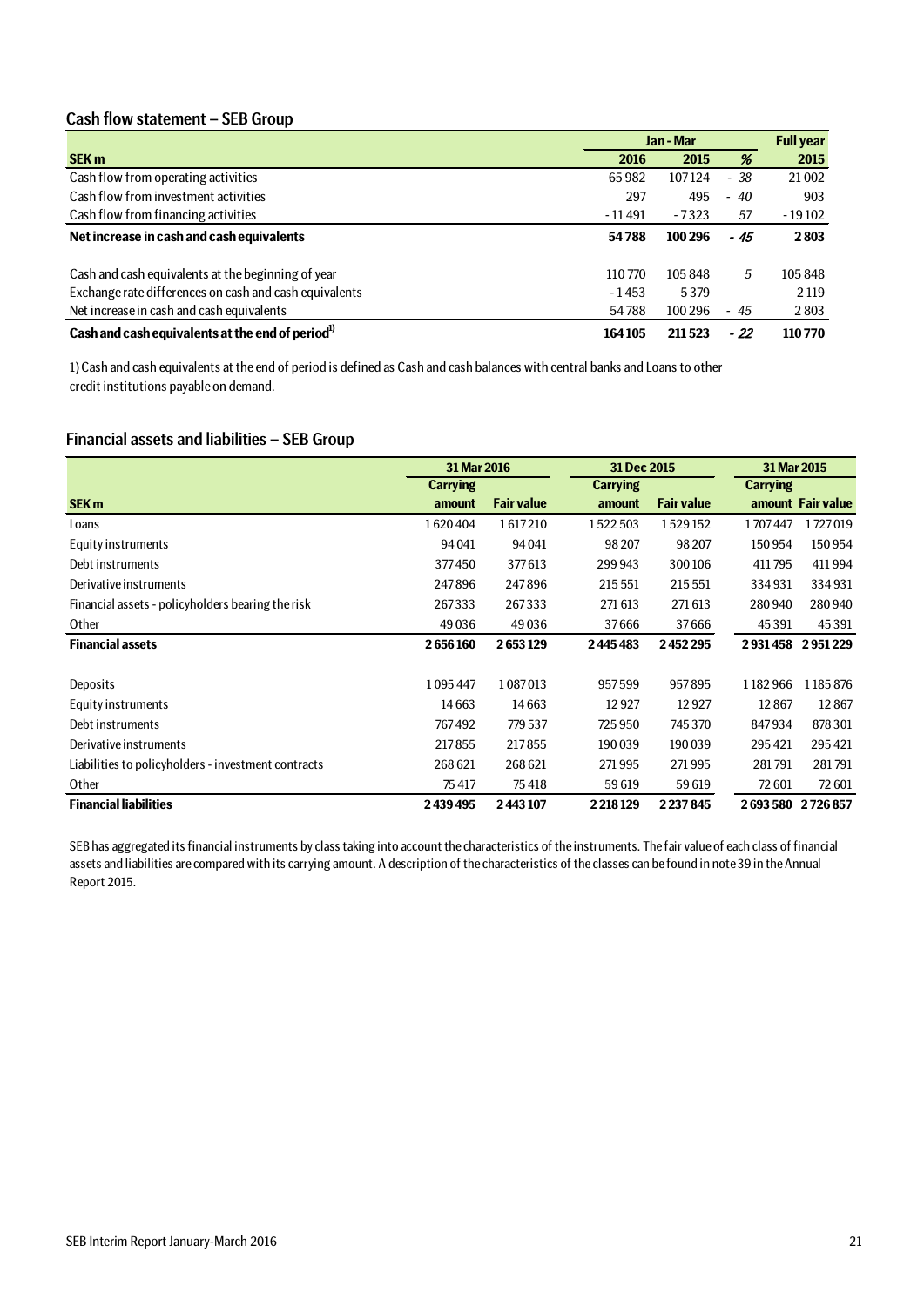## Cash flow statement – SEB Group

| | Jan - Mar | | | Full year |
|---|---|---|---|---|
| **SEK m** | **2016** | **2015** | **%** | **2015** |
| Cash flow from operating activities | 65 982 | 107 124 | - 38 | 21 002 |
| Cash flow from investment activities | 297 | 495 | - 40 | 903 |
| Cash flow from financing activities | -11 491 | -7 323 | 57 | -19 102 |
| **Net increase in cash and cash equivalents** | **54 788** | **100 296** | **- 45** | **2 803** |
| | | | | |
| Cash and cash equivalents at the beginning of year | 110 770 | 105 848 | 5 | 105 848 |
| Exchange rate differences on cash and cash equivalents | -1 453 | 5 379 | | 2 119 |
| Net increase in cash and cash equivalents | 54 788 | 100 296 | - 45 | 2 803 |
| **Cash and cash equivalents at the end of period[1)]** | **164 105** | **211 523** | **- 22** | **110 770** |

1) Cash and cash equivalents at the end of period is defined as Cash and cash balances with central banks and Loans to other credit institutions payable on demand.

## Financial assets and liabilities – SEB Group

| | 31 Mar 2016 | | 31 Dec 2015 | | 31 Mar 2015 | |
|---|---|---|---|---|---|---|
| **SEK m** | **Carrying amount** | **Fair value** | **Carrying amount** | **Fair value** | **Carrying amount** | **Fair value** |
| Loans | 1 620 404 | 1 617 210 | 1 522 503 | 1 529 152 | 1 707 447 | 1 727 019 |
| Equity instruments | 94 041 | 94 041 | 98 207 | 98 207 | 150 954 | 150 954 |
| Debt instruments | 377 450 | 377 613 | 299 943 | 300 106 | 411 795 | 411 994 |
| Derivative instruments | 247 896 | 247 896 | 215 551 | 215 551 | 334 931 | 334 931 |
| Financial assets - policyholders bearing the risk | 267 333 | 267 333 | 271 613 | 271 613 | 280 940 | 280 940 |
| Other | 49 036 | 49 036 | 37 666 | 37 666 | 45 391 | 45 391 |
| **Financial assets** | **2 656 160** | **2 653 129** | **2 445 483** | **2 452 295** | **2 931 458** | **2 951 229** |
| | | | | | | |
| Deposits | 1 095 447 | 1 087 013 | 957 599 | 957 895 | 1 182 966 | 1 185 876 |
| Equity instruments | 14 663 | 14 663 | 12 927 | 12 927 | 12 867 | 12 867 |
| Debt instruments | 767 492 | 779 537 | 725 950 | 745 370 | 847 934 | 878 301 |
| Derivative instruments | 217 855 | 217 855 | 190 039 | 190 039 | 295 421 | 295 421 |
| Liabilities to policyholders - investment contracts | 268 621 | 268 621 | 271 995 | 271 995 | 281 791 | 281 791 |
| Other | 75 417 | 75 418 | 59 619 | 59 619 | 72 601 | 72 601 |
| **Financial liabilities** | **2 439 495** | **2 443 107** | **2 218 129** | **2 237 845** | **2 693 580** | **2 726 857** |

SEB has aggregated its financial instruments by class taking into account the characteristics of the instruments. The fair value of each class of financial assets and liabilities are compared with its carrying amount. A description of the characteristics of the classes can be found in note 39 in the Annual Report 2015.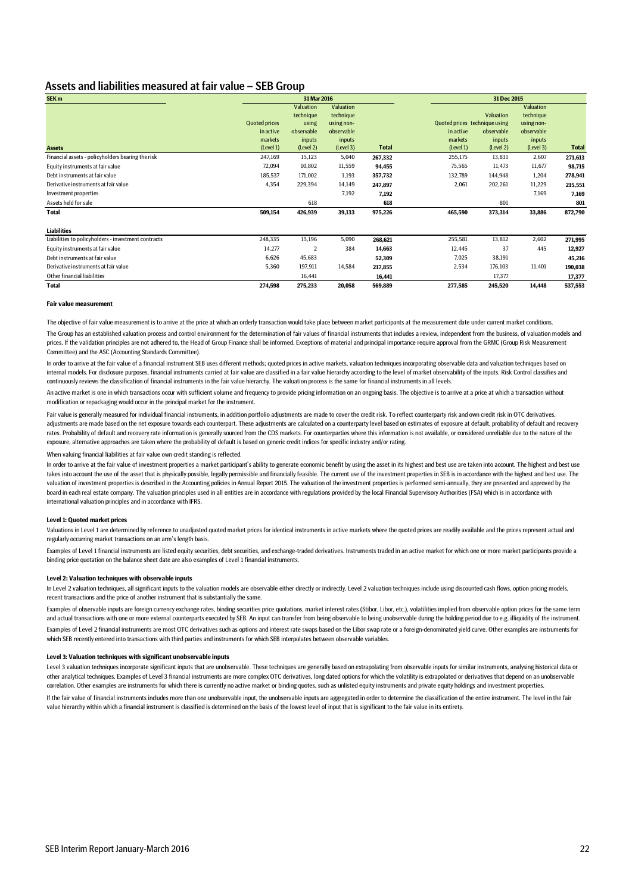## Assets and liabilities measured at fair value – SEB Group

| SEK m | 31 Mar 2016 | | | | 31 Dec 2015 | | | |
|---|---|---|---|---|---|---|---|---|
| **Assets** | Quoted prices in active markets (Level 1) | Valuation technique using observable inputs (Level 2) | Valuation technique using non-observable inputs (Level 3) | **Total** | Quoted prices in active markets (Level 1) | Valuation technique using observable inputs (Level 2) | Valuation technique using non-observable inputs (Level 3) | **Total** |
| Financial assets - policyholders bearing the risk | 247,169 | 15,123 | 5,040 | **267,332** | 255,175 | 13,831 | 2,607 | **271,613** |
| Equity instruments at fair value | 72,094 | 10,802 | 11,559 | **94,455** | 75,565 | 11,473 | 11,677 | **98,715** |
| Debt instruments at fair value | 185,537 | 171,002 | 1,193 | **357,732** | 132,789 | 144,948 | 1,204 | **278,941** |
| Derivative instruments at fair value | 4,354 | 229,394 | 14,149 | **247,897** | 2,061 | 202,261 | 11,229 | **215,551** |
| Investment properties | | | 7,192 | **7,192** | | | 7,169 | **7,169** |
| Assets held for sale | | 618 | | **618** | | 801 | | **801** |
| **Total** | **509,154** | **426,939** | **39,133** | **975,226** | **465,590** | **373,314** | **33,886** | **872,790** |
| **Liabilities** | | | | | | | | |
| Liabilities to policyholders - investment contracts | 248,335 | 15,196 | 5,090 | **268,621** | 255,581 | 13,812 | 2,602 | **271,995** |
| Equity instruments at fair value | 14,277 | 2 | 384 | **14,663** | 12,445 | 37 | 445 | **12,927** |
| Debt instruments at fair value | 6,626 | 45,683 | | **52,309** | 7,025 | 38,191 | | **45,216** |
| Derivative instruments at fair value | 5,360 | 197,911 | 14,584 | **217,855** | 2,534 | 176,103 | 11,401 | **190,038** |
| Other financial liabilities | | 16,441 | | **16,441** | | 17,377 | | **17,377** |
| **Total** | **274,598** | **275,233** | **20,058** | **569,889** | **277,585** | **245,520** | **14,448** | **537,553** |

#### Fair value measurement

The objective of fair value measurement is to arrive at the price at which an orderly transaction would take place between market participants at the measurement date under current market conditions.

The Group has an established valuation process and control environment for the determination of fair values of financial instruments that includes a review, independent from the business, of valuation models and prices. If the validation principles are not adhered to, the Head of Group Finance shall be informed. Exceptions of material and principal importance require approval from the GRMC (Group Risk Measurement Committee) and the ASC (Accounting Standards Committee).

In order to arrive at the fair value of a financial instrument SEB uses different methods; quoted prices in active markets, valuation techniques incorporating observable data and valuation techniques based on internal models. For disclosure purposes, financial instruments carried at fair value are classified in a fair value hierarchy according to the level of market observability of the inputs. Risk Control classifies and continuously reviews the classification of financial instruments in the fair value hierarchy. The valuation process is the same for financial instruments in all levels.

An active market is one in which transactions occur with sufficient volume and frequency to provide pricing information on an ongoing basis. The objective is to arrive at a price at which a transaction without modification or repackaging would occur in the principal market for the instrument.

Fair value is generally measured for individual financial instruments, in addition portfolio adjustments are made to cover the credit risk. To reflect counterparty risk and own credit risk in OTC derivatives, adjustments are made based on the net exposure towards each counterpart. These adjustments are calculated on a counterparty level based on estimates of exposure at default, probability of default and recovery rates. Probability of default and recovery rate information is generally sourced from the CDS markets. For counterparties where this information is not available, or considered unreliable due to the nature of the exposure, alternative approaches are taken where the probability of default is based on generic credit indices for specific industry and/or rating.

When valuing financial liabilities at fair value own credit standing is reflected.

In order to arrive at the fair value of investment properties a market participant's ability to generate economic benefit by using the asset in its highest and best use are taken into account. The highest and best use takes into account the use of the asset that is physically possible, legally permissible and financially feasible. The current use of the investment properties in SEB is in accordance with the highest and best use. The valuation of investment properties is described in the Accounting policies in Annual Report 2015. The valuation of the investment properties is performed semi-annually, they are presented and approved by the board in each real estate company. The valuation principles used in all entities are in accordance with regulations provided by the local Financial Supervisory Authorities (FSA) which is in accordance with international valuation principles and in accordance with IFRS.

#### Level 1: Quoted market prices

Valuations in Level 1 are determined by reference to unadjusted quoted market prices for identical instruments in active markets where the quoted prices are readily available and the prices represent actual and regularly occurring market transactions on an arm's length basis.

Examples of Level 1 financial instruments are listed equity securities, debt securities, and exchange-traded derivatives. Instruments traded in an active market for which one or more market participants provide a binding price quotation on the balance sheet date are also examples of Level 1 financial instruments.

#### Level 2: Valuation techniques with observable inputs

In Level 2 valuation techniques, all significant inputs to the valuation models are observable either directly or indirectly. Level 2 valuation techniques include using discounted cash flows, option pricing models, recent transactions and the price of another instrument that is substantially the same.

Examples of observable inputs are foreign currency exchange rates, binding securities price quotations, market interest rates (Stibor, Libor, etc.), volatilities implied from observable option prices for the same term and actual transactions with one or more external counterparts executed by SEB. An input can transfer from being observable to being unobservable during the holding period due to e.g. illiquidity of the instrument.

Examples of Level 2 financial instruments are most OTC derivatives such as options and interest rate swaps based on the Libor swap rate or a foreign-denominated yield curve. Other examples are instruments for which SEB recently entered into transactions with third parties and instruments for which SEB interpolates between observable variables.

#### Level 3: Valuation techniques with significant unobservable inputs

Level 3 valuation techniques incorporate significant inputs that are unobservable. These techniques are generally based on extrapolating from observable inputs for similar instruments, analysing historical data or other analytical techniques. Examples of Level 3 financial instruments are more complex OTC derivatives, long dated options for which the volatility is extrapolated or derivatives that depend on an unobservable correlation. Other examples are instruments for which there is currently no active market or binding quotes, such as unlisted equity instruments and private equity holdings and investment properties.

If the fair value of financial instruments includes more than one unobservable input, the unobservable inputs are aggregated in order to determine the classification of the entire instrument. The level in the fair value hierarchy within which a financial instrument is classified is determined on the basis of the lowest level of input that is significant to the fair value in its entirety.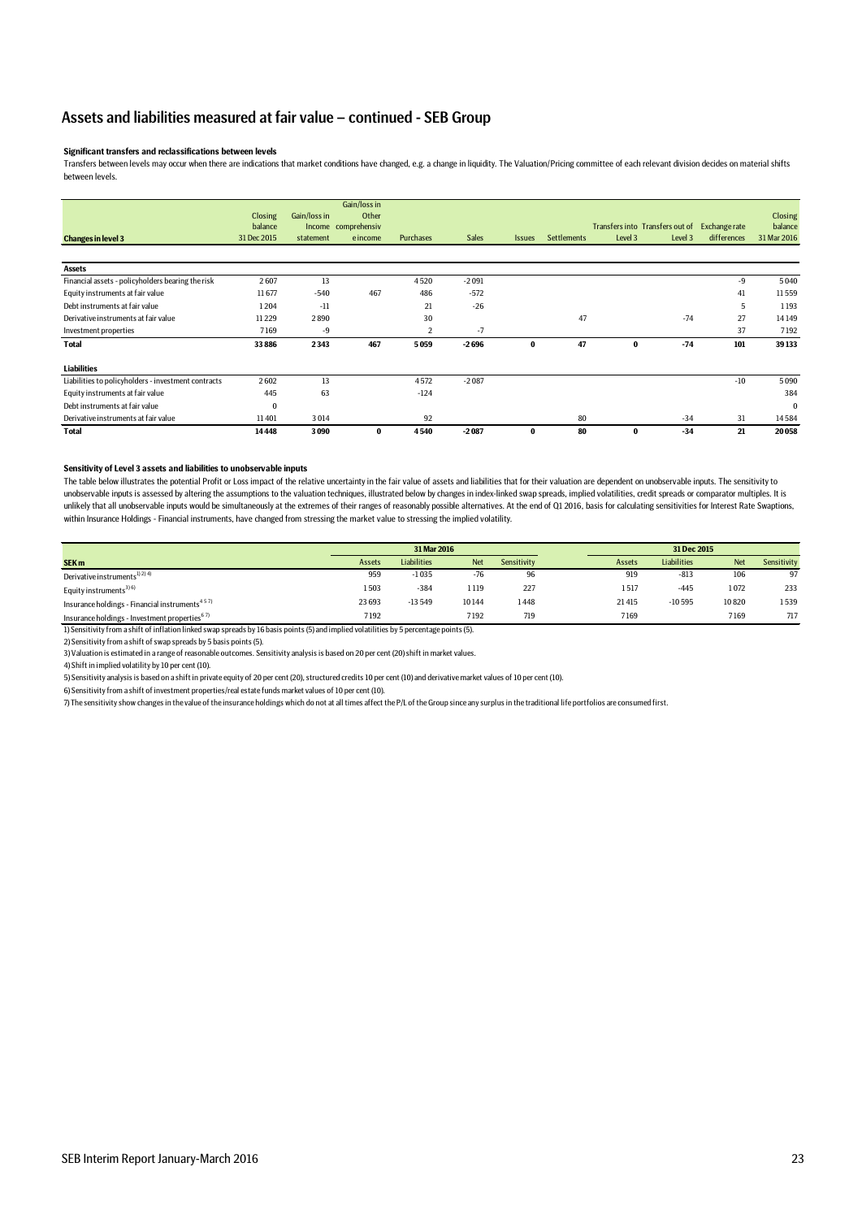## Assets and liabilities measured at fair value – continued - SEB Group

**Significant transfers and reclassifications between levels**

Transfers between levels may occur when there are indications that market conditions have changed, e.g. a change in liquidity. The Valuation/Pricing committee of each relevant division decides on material shifts between levels.

| Changes in level 3 | Closing balance 31 Dec 2015 | Gain/loss in Income statement | Gain/loss in Other comprehensiv e income | Purchases | Sales | Issues | Settlements | Transfers into Level 3 | Transfers out of Level 3 | Exchange rate differences | Closing balance 31 Mar 2016 |
|---|---|---|---|---|---|---|---|---|---|---|---|
| **Assets** | | | | | | | | | | | |
| Financial assets - policyholders bearing the risk | 2607 | 13 | | 4520 | -2091 | | | | | -9 | 5040 |
| Equity instruments at fair value | 11677 | -540 | 467 | 486 | -572 | | | | | 41 | 11559 |
| Debt instruments at fair value | 1204 | -11 | | 21 | -26 | | | | | 5 | 1193 |
| Derivative instruments at fair value | 11229 | 2890 | | 30 | | | 47 | | -74 | 27 | 14149 |
| Investment properties | 7169 | -9 | | 2 | -7 | | | | | 37 | 7192 |
| **Total** | **33886** | **2343** | **467** | **5059** | **-2696** | **0** | **47** | **0** | **-74** | **101** | **39133** |
| **Liabilities** | | | | | | | | | | | |
| Liabilities to policyholders - investment contracts | 2602 | 13 | | 4572 | -2087 | | | | | -10 | 5090 |
| Equity instruments at fair value | 445 | 63 | | -124 | | | | | | | 384 |
| Debt instruments at fair value | 0 | | | | | | | | | | 0 |
| Derivative instruments at fair value | 11401 | 3014 | | 92 | | | 80 | | -34 | 31 | 14584 |
| **Total** | **14448** | **3090** | **0** | **4540** | **-2087** | **0** | **80** | **0** | **-34** | **21** | **20058** |

**Sensitivity of Level 3 assets and liabilities to unobservable inputs**

The table below illustrates the potential Profit or Loss impact of the relative uncertainty in the fair value of assets and liabilities that for their valuation are dependent on unobservable inputs. The sensitivity to unobservable inputs is assessed by altering the assumptions to the valuation techniques, illustrated below by changes in index-linked swap spreads, implied volatilities, credit spreads or comparator multiples. It is unlikely that all unobservable inputs would be simultaneously at the extremes of their ranges of reasonably possible alternatives. At the end of Q1 2016, basis for calculating sensitivities for Interest Rate Swaptions, within Insurance Holdings - Financial instruments, have changed from stressing the market value to stressing the implied volatility.

| | 31 Mar 2016 | | | | 31 Dec 2015 | | | |
|---|---|---|---|---|---|---|---|---|
| **SEK m** | Assets | Liabilities | Net | Sensitivity | Assets | Liabilities | Net | Sensitivity |
| Derivative instruments[1)2)4)] | 959 | -1035 | -76 | 96 | 919 | -813 | 106 | 97 |
| Equity instruments[3)6)] | 1503 | -384 | 1119 | 227 | 1517 | -445 | 1072 | 233 |
| Insurance holdings - Financial instruments[4)5)7)] | 23693 | -13549 | 10144 | 1448 | 21415 | -10595 | 10820 | 1539 |
| Insurance holdings - Investment properties[6)7)] | 7192 | | 7192 | 719 | 7169 | | 7169 | 717 |

1) Sensitivity from a shift of inflation linked swap spreads by 16 basis points (5) and implied volatilities by 5 percentage points (5).

2) Sensitivity from a shift of swap spreads by 5 basis points (5).

3) Valuation is estimated in a range of reasonable outcomes. Sensitivity analysis is based on 20 per cent (20) shift in market values.

4) Shift in implied volatility by 10 per cent (10).

5) Sensitivity analysis is based on a shift in private equity of 20 per cent (20), structured credits 10 per cent (10) and derivative market values of 10 per cent (10).

6) Sensitivity from a shift of investment properties/real estate funds market values of 10 per cent (10).

7) The sensitivity show changes in the value of the insurance holdings which do not at all times affect the P/L of the Group since any surplus in the traditional life portfolios are consumed first.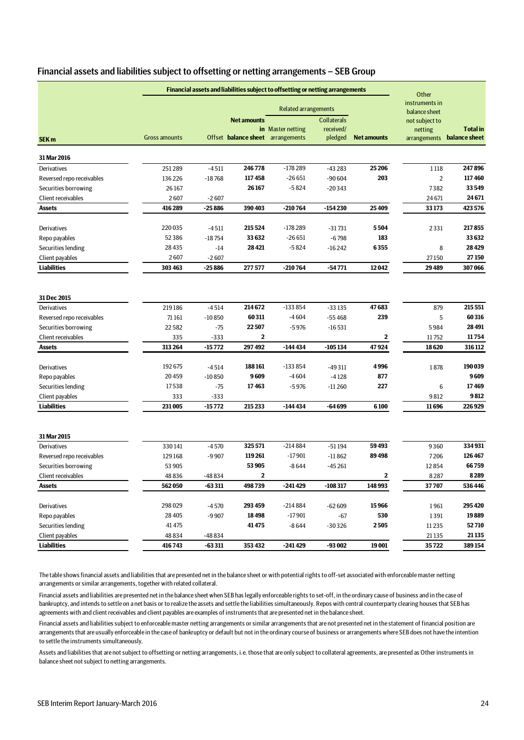## Financial assets and liabilities subject to offsetting or netting arrangements – SEB Group

| SEK m | Financial assets and liabilities subject to offsetting or netting arrangements | | | | | | Other instruments in balance sheet not subject to netting arrangements | Total in balance sheet |
|---|---|---|---|---|---|---|---|---|
| | | | | Related arrangements | | | | |
| | Gross amounts | Offset | Net amounts in balance sheet | Master netting arrangements | Collaterals received/ pledged | Net amounts | | |
| **31 Mar 2016** | | | | | | | | |
| Derivatives | 251 289 | -4 511 | **246 778** | -178 289 | -43 283 | **25 206** | 1 118 | **247 896** |
| Reversed repo receivables | 136 226 | -18 768 | **117 458** | -26 651 | -90 604 | **203** | 2 | **117 460** |
| Securities borrowing | 26 167 | | **26 167** | -5 824 | -20 343 | | 7 382 | **33 549** |
| Client receivables | 2 607 | -2 607 | | | | | 24 671 | **24 671** |
| **Assets** | **416 289** | **-25 886** | **390 403** | **-210 764** | **-154 230** | **25 409** | **33 173** | **423 576** |
| Derivatives | 220 035 | -4 511 | **215 524** | -178 289 | -31 731 | **5 504** | 2 331 | **217 855** |
| Repo payables | 52 386 | -18 754 | **33 632** | -26 651 | -6 798 | **183** | | **33 632** |
| Securities lending | 28 435 | -14 | **28 421** | -5 824 | -16 242 | **6 355** | 8 | **28 429** |
| Client payables | 2 607 | -2 607 | | | | | 27 150 | **27 150** |
| **Liabilities** | **303 463** | **-25 886** | **277 577** | **-210 764** | **-54 771** | **12 042** | **29 489** | **307 066** |
| **31 Dec 2015** | | | | | | | | |
| Derivatives | 219 186 | -4 514 | **214 672** | -133 854 | -33 135 | **47 683** | 879 | **215 551** |
| Reversed repo receivables | 71 161 | -10 850 | **60 311** | -4 604 | -55 468 | **239** | 5 | **60 316** |
| Securities borrowing | 22 582 | -75 | **22 507** | -5 976 | -16 531 | | 5 984 | **28 491** |
| Client receivables | 335 | -333 | **2** | | | **2** | 11 752 | **11 754** |
| **Assets** | **313 264** | **-15 772** | **297 492** | **-144 434** | **-105 134** | **47 924** | **18 620** | **316 112** |
| Derivatives | 192 675 | -4 514 | **188 161** | -133 854 | -49 311 | **4 996** | 1 878 | **190 039** |
| Repo payables | 20 459 | -10 850 | **9 609** | -4 604 | -4 128 | **877** | | **9 609** |
| Securities lending | 17538 | -75 | **17 463** | -5 976 | -11 260 | **227** | 6 | **17 469** |
| Client payables | 333 | -333 | | | | | 9 812 | **9 812** |
| **Liabilities** | **231 005** | **-15 772** | **215 233** | **-144 434** | **-64 699** | **6 100** | **11 696** | **226 929** |
| **31 Mar 2015** | | | | | | | | |
| Derivatives | 330 141 | -4 570 | **325 571** | -214 884 | -51 194 | **59 493** | 9 360 | **334 931** |
| Reversed repo receivables | 129 168 | -9 907 | **119 261** | -17 901 | -11 862 | **89 498** | 7 206 | **126 467** |
| Securities borrowing | 53 905 | | **53 905** | -8 644 | -45 261 | | 12 854 | **66 759** |
| Client receivables | 48 836 | -48 834 | **2** | | | **2** | 8 287 | **8 289** |
| **Assets** | **562 050** | **-63 311** | **498 739** | **-241 429** | **-108 317** | **148 993** | **37 707** | **536 446** |
| Derivatives | 298 029 | -4 570 | **293 459** | -214 884 | -62 609 | **15 966** | 1 961 | **295 420** |
| Repo payables | 28 405 | -9 907 | **18 498** | -17 901 | -67 | **530** | 1 391 | **19 889** |
| Securities lending | 41 475 | | **41 475** | -8 644 | -30 326 | **2 505** | 11 235 | **52 710** |
| Client payables | 48 834 | -48 834 | | | | | 21 135 | **21 135** |
| **Liabilities** | **416 743** | **-63 311** | **353 432** | **-241 429** | **-93 002** | **19 001** | **35 722** | **389 154** |

The table shows financial assets and liabilities that are presented net in the balance sheet or with potential rights to off-set associated with enforceable master netting arrangements or similar arrangements, together with related collateral.

Financial assets and liabilities are presented net in the balance sheet when SEB has legally enforceable rights to set-off, in the ordinary cause of business and in the case of bankruptcy, and intends to settle on a net basis or to realize the assets and settle the liabilities simultaneously. Repos with central counterparty clearing houses that SEB has agreements with and client receivables and client payables are examples of instruments that are presented net in the balance sheet.

Financial assets and liabilities subject to enforceable master netting arrangements or similar arrangements that are not presented net in the statement of financial position are arrangements that are usually enforceable in the case of bankruptcy or default but not in the ordinary course of business or arrangements where SEB does not have the intention to settle the instruments simultaneously.

Assets and liabilities that are not subject to offsetting or netting arrangements, i.e. those that are only subject to collateral agreements, are presented as Other instruments in balance sheet not subject to netting arrangements.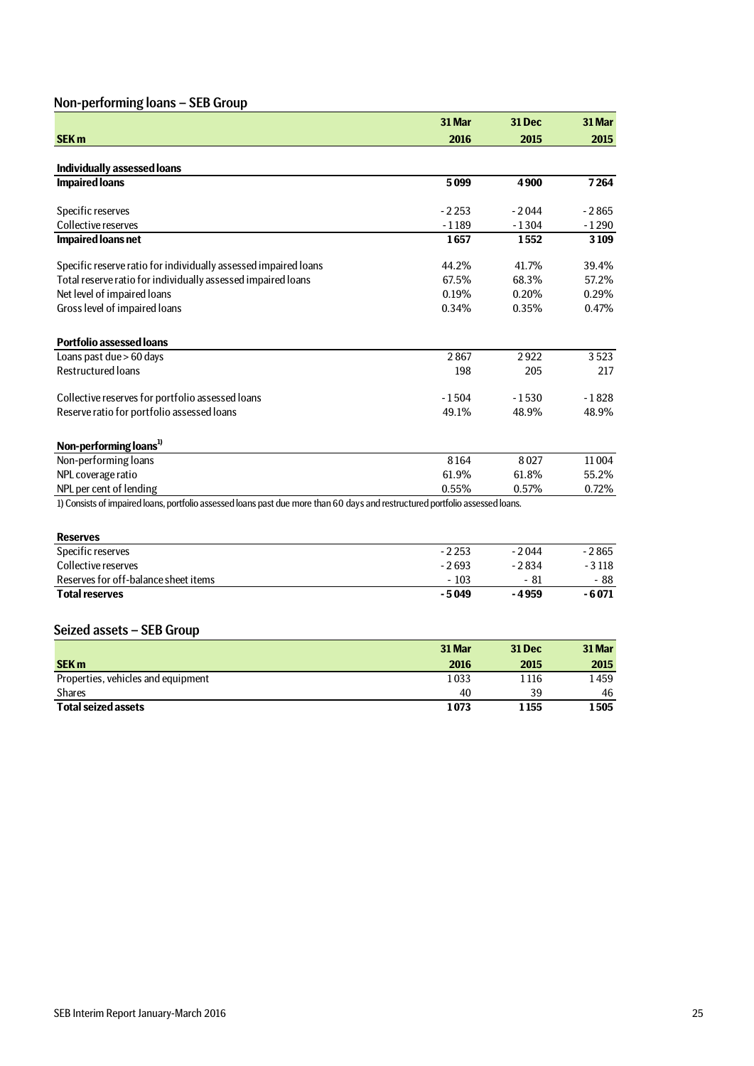## Non-performing loans – SEB Group

| SEK m | 31 Mar 2016 | 31 Dec 2015 | 31 Mar 2015 |
|---|---|---|---|
| **Individually assessed loans** | | | |
| **Impaired loans** | **5 099** | **4 900** | **7 264** |
| Specific reserves | -2 253 | -2 044 | -2 865 |
| Collective reserves | -1 189 | -1 304 | -1 290 |
| **Impaired loans net** | **1 657** | **1 552** | **3 109** |
| Specific reserve ratio for individually assessed impaired loans | 44.2% | 41.7% | 39.4% |
| Total reserve ratio for individually assessed impaired loans | 67.5% | 68.3% | 57.2% |
| Net level of impaired loans | 0.19% | 0.20% | 0.29% |
| Gross level of impaired loans | 0.34% | 0.35% | 0.47% |
| **Portfolio assessed loans** | | | |
| Loans past due > 60 days | 2 867 | 2 922 | 3 523 |
| Restructured loans | 198 | 205 | 217 |
| Collective reserves for portfolio assessed loans | -1 504 | -1 530 | -1 828 |
| Reserve ratio for portfolio assessed loans | 49.1% | 48.9% | 48.9% |
| **Non-performing loans**[1] | | | |
| Non-performing loans | 8 164 | 8 027 | 11 004 |
| NPL coverage ratio | 61.9% | 61.8% | 55.2% |
| NPL per cent of lending | 0.55% | 0.57% | 0.72% |

1) Consists of impaired loans, portfolio assessed loans past due more than 60 days and restructured portfolio assessed loans.

| **Reserves** | | | |
|---|---|---|---|
| Specific reserves | -2 253 | -2 044 | -2 865 |
| Collective reserves | -2 693 | -2 834 | -3 118 |
| Reserves for off-balance sheet items | -103 | -81 | -88 |
| **Total reserves** | **-5 049** | **-4 959** | **-6 071** |

## Seized assets – SEB Group

| SEK m | 31 Mar 2016 | 31 Dec 2015 | 31 Mar 2015 |
|---|---|---|---|
| Properties, vehicles and equipment | 1 033 | 1 116 | 1 459 |
| Shares | 40 | 39 | 46 |
| **Total seized assets** | **1 073** | **1 155** | **1 505** |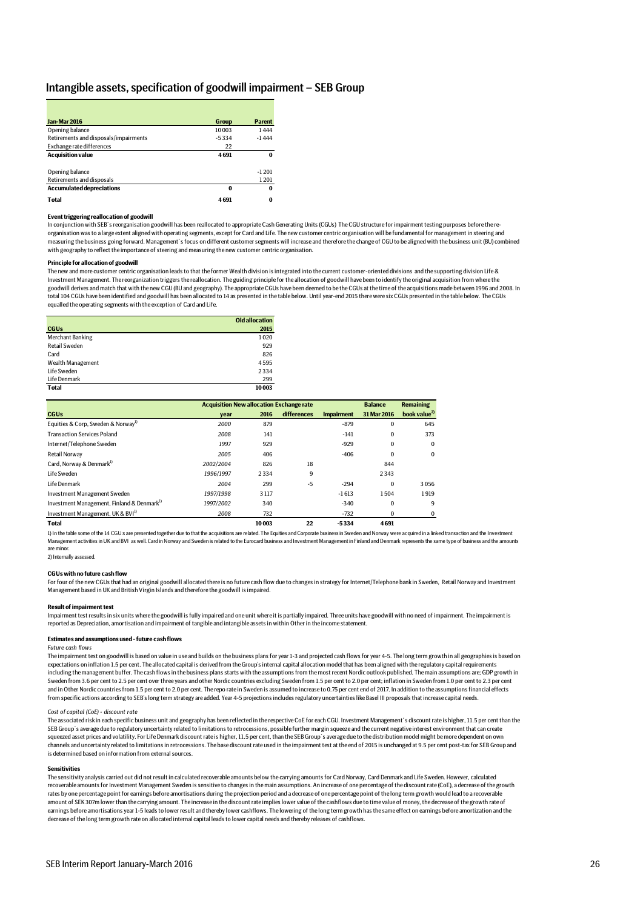## Intangible assets, specification of goodwill impairment – SEB Group

| Jan-Mar 2016 | Group | Parent |
|---|---|---|
| Opening balance | 10 003 | 1 444 |
| Retirements and disposals/impairments | -5 334 | -1 444 |
| Exchange rate differences | 22 | |
| **Acquisition value** | **4 691** | **0** |
| | | |
| Opening balance | | -1 201 |
| Retirements and disposals | | 1 201 |
| **Accumulated depreciations** | **0** | **0** |
| **Total** | **4 691** | **0** |

**Event triggering reallocation of goodwill**

In conjunction with SEB´s reorganisation goodwill has been reallocated to appropriate Cash Generating Units (CGUs) The CGU structure for impairment testing purposes before the re-organisation was to a large extent aligned with operating segments, except for Card and Life. The new customer centric organisation will be fundamental for management in steering and measuring the business going forward. Management´s focus on different customer segments will increase and therefore the change of CGU to be aligned with the business unit (BU) combined with geography to reflect the importance of steering and measuring the new customer centric organisation.

**Principle for allocation of goodwill**

The new and more customer centric organisation leads to that the former Wealth division is integrated into the current customer-oriented divisions and the supporting division Life & Investment Management. The reorganization triggers the reallocation. The guiding principle for the allocation of goodwill have been to identify the original acquisition from where the goodwill derives and match that with the new CGU (BU and geography). The appropriate CGUs have been deemed to be the CGUs at the time of the acquisitions made between 1996 and 2008. In total 104 CGUs have been identified and goodwill has been allocated to 14 as presented in the table below. Until year-end 2015 there were six CGUs presented in the table below. The CGUs equalled the operating segments with the exception of Card and Life.

| CGUs | Old allocation 2015 |
|---|---|
| Merchant Banking | 1 020 |
| Retail Sweden | 929 |
| Card | 826 |
| Wealth Management | 4 595 |
| Life Sweden | 2 334 |
| Life Denmark | 299 |
| **Total** | **10 003** |

| CGUs | Acquisition year | New allocation 2016 | Exchange rate differences | Impairment | Balance 31 Mar 2016 | Remaining book value[2] |
|---|---|---|---|---|---|---|
| Equities & Corp, Sweden & Norway[1] | 2000 | 879 | | -879 | 0 | 645 |
| Transaction Services Poland | 2008 | 141 | | -141 | 0 | 373 |
| Internet/Telephone Sweden | 1997 | 929 | | -929 | 0 | 0 |
| Retail Norway | 2005 | 406 | | -406 | 0 | 0 |
| Card, Norway & Denmark[1] | 2002/2004 | 826 | 18 | | 844 | |
| Life Sweden | 1996/1997 | 2 334 | 9 | | 2 343 | |
| Life Denmark | 2004 | 299 | -5 | -294 | 0 | 3 056 |
| Investment Management Sweden | 1997/1998 | 3 117 | | -1 613 | 1 504 | 1 919 |
| Investment Management, Finland & Denmark[1] | 1997/2002 | 340 | | -340 | 0 | 9 |
| Investment Management, UK & BVI[1] | 2008 | 732 | | -732 | 0 | 0 |
| **Total** | | **10 003** | **22** | **-5 334** | **4 691** | |

1) In the table some of the 14 CGU:s are presented together due to that the acquisitions are related. The Equities and Corporate business in Sweden and Norway were acquired in a linked transaction and the Investment Management activities in UK and BVI as well. Card in Norway and Sweden is related to the Eurocard business and Investment Management in Finland and Denmark represents the same type of business and the amounts are minor.

2) Internally assessed.

**CGUs with no future cash flow**

For four of the new CGUs that had an original goodwill allocated there is no future cash flow due to changes in strategy for Internet/Telephone bank in Sweden, Retail Norway and Investment Management based in UK and British Virgin Islands and therefore the goodwill is impaired.

**Result of impairment test**

Impairment test results in six units where the goodwill is fully impaired and one unit where it is partially impaired. Three units have goodwill with no need of impairment. The impairment is reported as Depreciation, amortisation and impairment of tangible and intangible assets in within Other in the income statement.

**Estimates and assumptions used - future cash flows**

*Future cash flows*

The impairment test on goodwill is based on value in use and builds on the business plans for year 1-3 and projected cash flows for year 4-5. The long term growth in all geographies is based on expectations on inflation 1.5 per cent. The allocated capital is derived from the Group's internal capital allocation model that has been aligned with the regulatory capital requirements including the management buffer. The cash flows in the business plans starts with the assumptions from the most recent Nordic outlook published. The main assumptions are; GDP growth in Sweden from 3.6 per cent to 2.5 per cent over three years and other Nordic countries excluding Sweden from 1.5 per cent to 2.0 per cent; inflation in Sweden from 1.0 per cent to 2.3 per cent and in Other Nordic countries from 1.5 per cent to 2.0 per cent. The repo rate in Sweden is assumed to increase to 0.75 per cent end of 2017. In addition to the assumptions financial effects from specific actions according to SEB's long term strategy are added. Year 4-5 projections includes regulatory uncertainties like Basel III proposals that increase capital needs.

*Cost of capital (CoE) - discount rate*

The associated risk in each specific business unit and geography has been reflected in the respective CoE for each CGU. Investment Management´s discount rate is higher, 11.5 per cent than the SEB Group´s average due to regulatory uncertainty related to limitations to retrocessions, possible further margin squeeze and the current negative interest environment that can create squeezed asset prices and volatility. For Life Denmark discount rate is higher, 11.5 per cent, than the SEB Group´s average due to the distribution model might be more dependent on own channels and uncertainty related to limitations in retrocessions. The base discount rate used in the impairment test at the end of 2015 is unchanged at 9.5 per cent post-tax for SEB Group and is determined based on information from external sources.

**Sensitivities**

The sensitivity analysis carried out did not result in calculated recoverable amounts below the carrying amounts for Card Norway, Card Denmark and Life Sweden. However, calculated recoverable amounts for Investment Management Sweden is sensitive to changes in the main assumptions. An increase of one percentage of the discount rate (CoE), a decrease of the growth rates by one percentage point for earnings before amortisations during the projection period and a decrease of one percentage point of the long term growth would lead to a recoverable amount of SEK 307m lower than the carrying amount. The increase in the discount rate implies lower value of the cashflows due to time value of money, the decrease of the growth rate of earnings before amortisations year 1-5 leads to lower result and thereby lower cashflows. The lowering of the long term growth has the same effect on earnings before amortization and the decrease of the long term growth rate on allocated internal capital leads to lower capital needs and thereby releases of cashflows.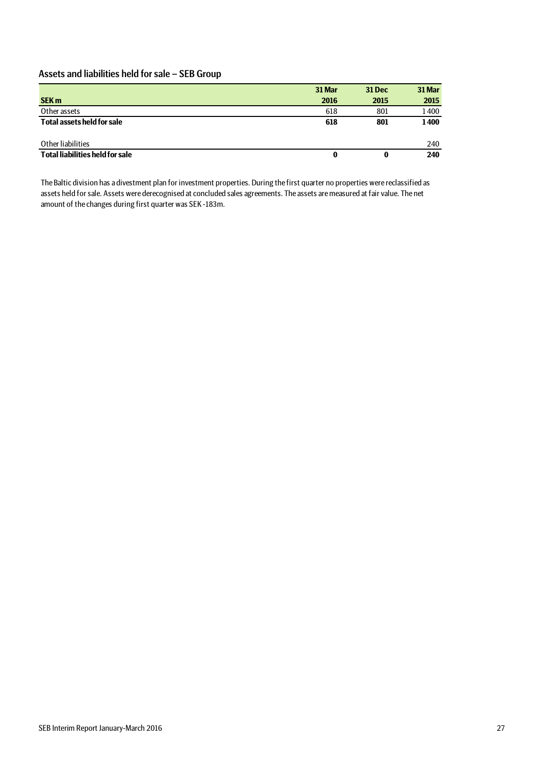## Assets and liabilities held for sale – SEB Group

| SEK m | 31 Mar 2016 | 31 Dec 2015 | 31 Mar 2015 |
|---|---|---|---|
| Other assets | 618 | 801 | 1 400 |
| **Total assets held for sale** | **618** | **801** | **1 400** |
| | | | |
| Other liabilities | | | 240 |
| **Total liabilities held for sale** | **0** | **0** | **240** |

The Baltic division has a divestment plan for investment properties. During the first quarter no properties were reclassified as assets held for sale. Assets were derecognised at concluded sales agreements. The assets are measured at fair value. The net amount of the changes during first quarter was SEK -183m.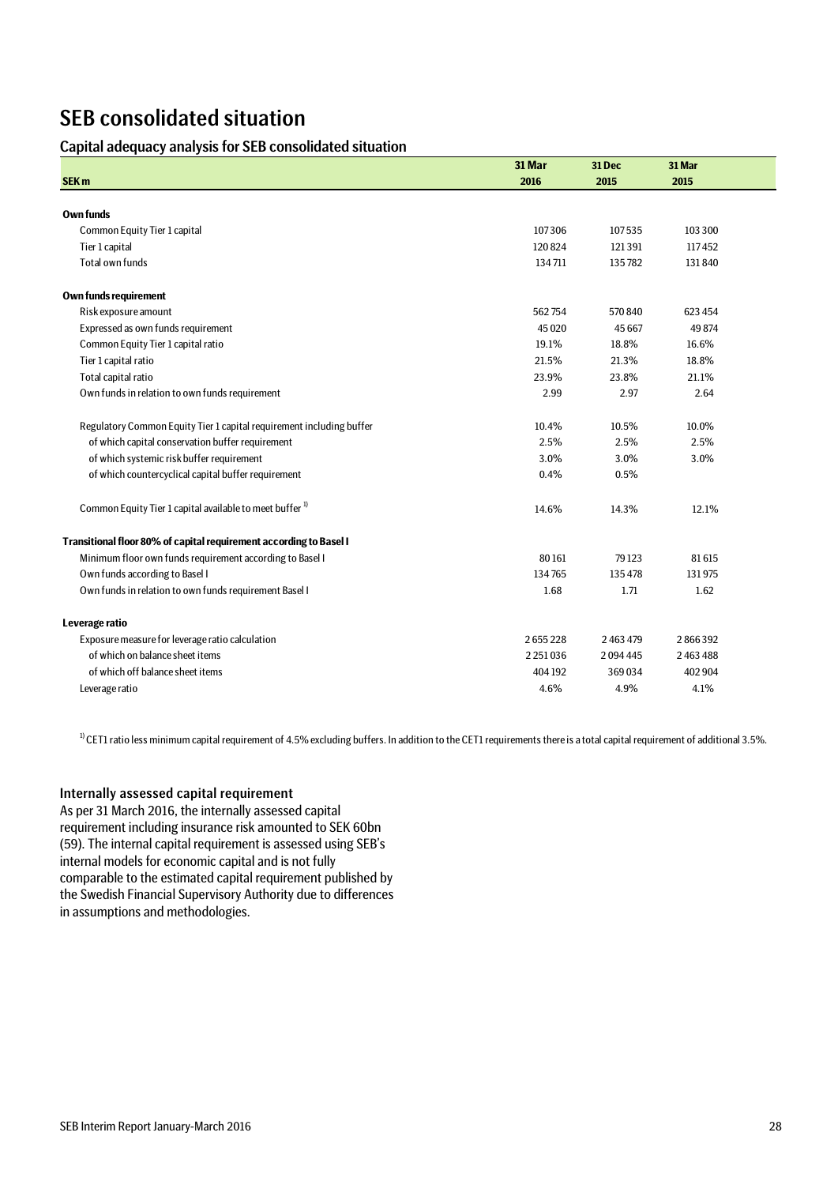# SEB consolidated situation

## Capital adequacy analysis for SEB consolidated situation

| SEK m | 31 Mar 2016 | 31 Dec 2015 | 31 Mar 2015 |
|---|---|---|---|
| **Own funds** | | | |
| Common Equity Tier 1 capital | 107 306 | 107 535 | 103 300 |
| Tier 1 capital | 120 824 | 121 391 | 117 452 |
| Total own funds | 134 711 | 135 782 | 131 840 |
| **Own funds requirement** | | | |
| Risk exposure amount | 562 754 | 570 840 | 623 454 |
| Expressed as own funds requirement | 45 020 | 45 667 | 49 874 |
| Common Equity Tier 1 capital ratio | 19.1% | 18.8% | 16.6% |
| Tier 1 capital ratio | 21.5% | 21.3% | 18.8% |
| Total capital ratio | 23.9% | 23.8% | 21.1% |
| Own funds in relation to own funds requirement | 2.99 | 2.97 | 2.64 |
| Regulatory Common Equity Tier 1 capital requirement including buffer | 10.4% | 10.5% | 10.0% |
| of which capital conservation buffer requirement | 2.5% | 2.5% | 2.5% |
| of which systemic risk buffer requirement | 3.0% | 3.0% | 3.0% |
| of which countercyclical capital buffer requirement | 0.4% | 0.5% | |
| Common Equity Tier 1 capital available to meet buffer [1] | 14.6% | 14.3% | 12.1% |
| **Transitional floor 80% of capital requirement according to Basel I** | | | |
| Minimum floor own funds requirement according to Basel I | 80 161 | 79 123 | 81 615 |
| Own funds according to Basel I | 134 765 | 135 478 | 131 975 |
| Own funds in relation to own funds requirement Basel I | 1.68 | 1.71 | 1.62 |
| **Leverage ratio** | | | |
| Exposure measure for leverage ratio calculation | 2 655 228 | 2 463 479 | 2 866 392 |
| of which on balance sheet items | 2 251 036 | 2 094 445 | 2 463 488 |
| of which off balance sheet items | 404 192 | 369 034 | 402 904 |
| Leverage ratio | 4.6% | 4.9% | 4.1% |

[1] CET1 ratio less minimum capital requirement of 4.5% excluding buffers. In addition to the CET1 requirements there is a total capital requirement of additional 3.5%.

### Internally assessed capital requirement

As per 31 March 2016, the internally assessed capital requirement including insurance risk amounted to SEK 60bn (59). The internal capital requirement is assessed using SEB's internal models for economic capital and is not fully comparable to the estimated capital requirement published by the Swedish Financial Supervisory Authority due to differences in assumptions and methodologies.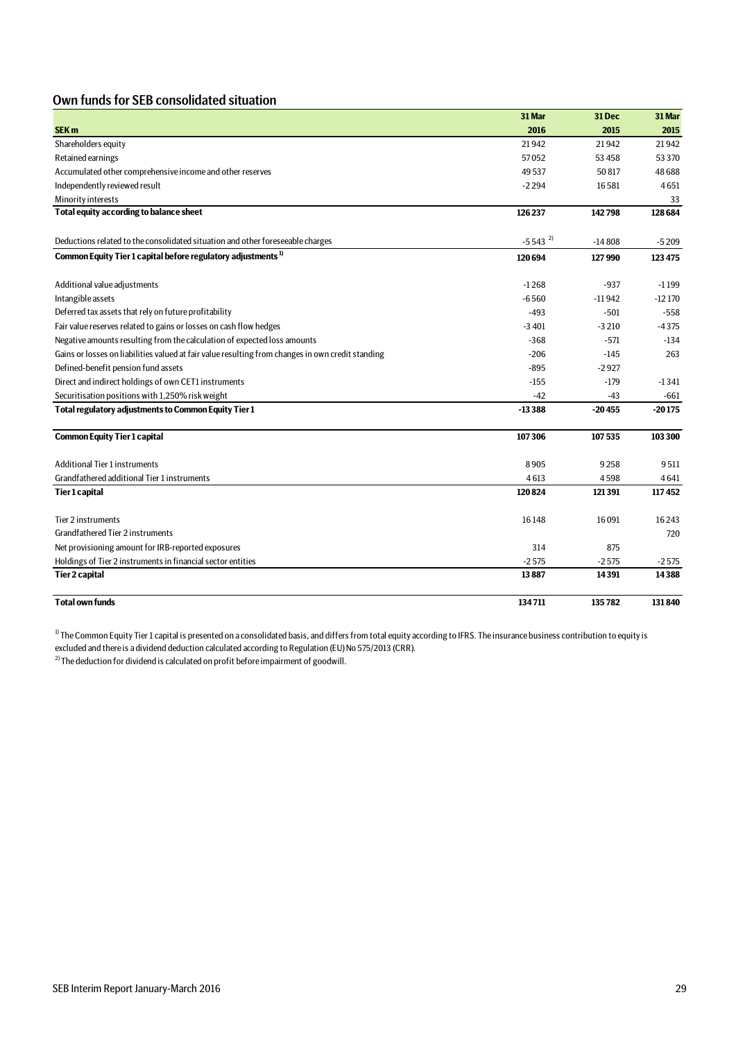## Own funds for SEB consolidated situation

| SEK m | 31 Mar 2016 | 31 Dec 2015 | 31 Mar 2015 |
|---|---|---|---|
| Shareholders equity | 21 942 | 21 942 | 21 942 |
| Retained earnings | 57 052 | 53 458 | 53 370 |
| Accumulated other comprehensive income and other reserves | 49 537 | 50 817 | 48 688 |
| Independently reviewed result | -2 294 | 16 581 | 4 651 |
| Minority interests | | | 33 |
| **Total equity according to balance sheet** | **126 237** | **142 798** | **128 684** |
| | | | |
| Deductions related to the consolidated situation and other foreseeable charges | -5 543 [2] | -14 808 | -5 209 |
| **Common Equity Tier 1 capital before regulatory adjustments [1]** | **120 694** | **127 990** | **123 475** |
| | | | |
| Additional value adjustments | -1 268 | -937 | -1 199 |
| Intangible assets | -6 560 | -11 942 | -12 170 |
| Deferred tax assets that rely on future profitability | -493 | -501 | -558 |
| Fair value reserves related to gains or losses on cash flow hedges | -3 401 | -3 210 | -4 375 |
| Negative amounts resulting from the calculation of expected loss amounts | -368 | -571 | -134 |
| Gains or losses on liabilities valued at fair value resulting from changes in own credit standing | -206 | -145 | 263 |
| Defined-benefit pension fund assets | -895 | -2 927 | |
| Direct and indirect holdings of own CET1 instruments | -155 | -179 | -1 341 |
| Securitisation positions with 1,250% risk weight | -42 | -43 | -661 |
| **Total regulatory adjustments to Common Equity Tier 1** | **-13 388** | **-20 455** | **-20 175** |
| | | | |
| **Common Equity Tier 1 capital** | **107 306** | **107 535** | **103 300** |
| | | | |
| Additional Tier 1 instruments | 8 905 | 9 258 | 9 511 |
| Grandfathered additional Tier 1 instruments | 4 613 | 4 598 | 4 641 |
| **Tier 1 capital** | **120 824** | **121 391** | **117 452** |
| | | | |
| Tier 2 instruments | 16 148 | 16 091 | 16 243 |
| Grandfathered Tier 2 instruments | | | 720 |
| Net provisioning amount for IRB-reported exposures | 314 | 875 | |
| Holdings of Tier 2 instruments in financial sector entities | -2 575 | -2 575 | -2 575 |
| **Tier 2 capital** | **13 887** | **14 391** | **14 388** |
| | | | |
| **Total own funds** | **134 711** | **135 782** | **131 840** |

[1] The Common Equity Tier 1 capital is presented on a consolidated basis, and differs from total equity according to IFRS. The insurance business contribution to equity is excluded and there is a dividend deduction calculated according to Regulation (EU) No 575/2013 (CRR).

[2] The deduction for dividend is calculated on profit before impairment of goodwill.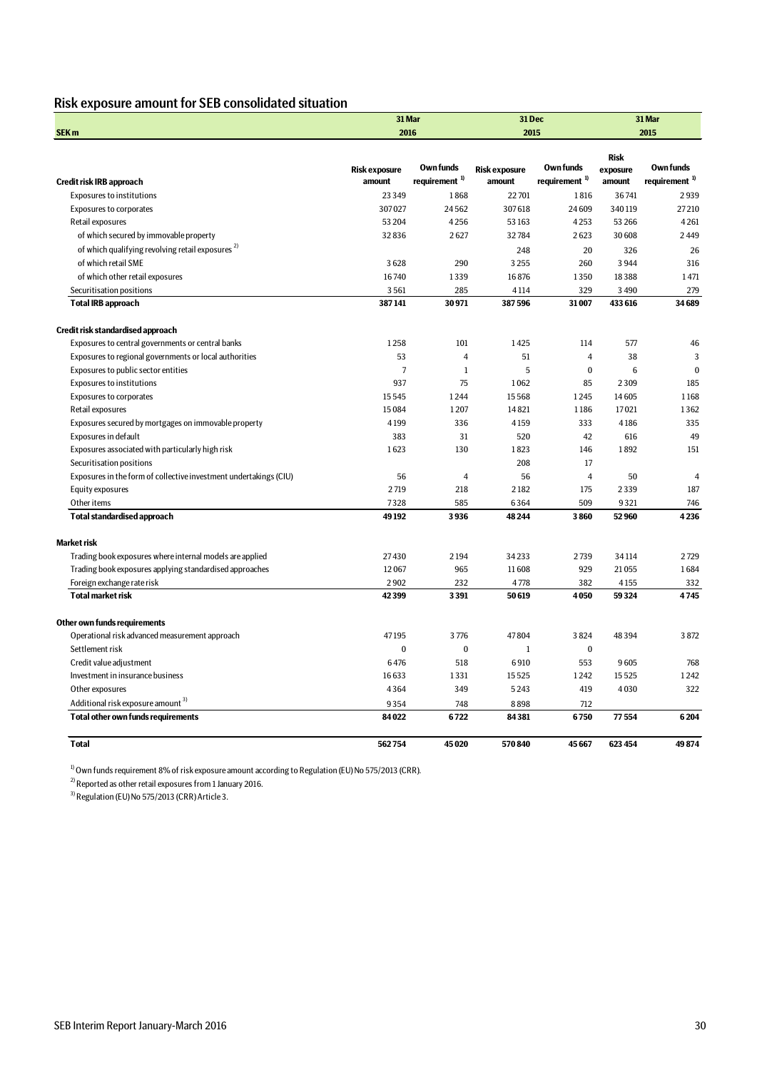## Risk exposure amount for SEB consolidated situation

| SEK m | 31 Mar 2016 | | 31 Dec 2015 | | 31 Mar 2015 | |
|---|---|---|---|---|---|---|
| **Credit risk IRB approach** | **Risk exposure amount** | **Own funds requirement [1]** | **Risk exposure amount** | **Own funds requirement [1]** | **Risk exposure amount** | **Own funds requirement [1]** |
| Exposures to institutions | 23 349 | 1 868 | 22 701 | 1 816 | 36 741 | 2 939 |
| Exposures to corporates | 307 027 | 24 562 | 307 618 | 24 609 | 340 119 | 27 210 |
| Retail exposures | 53 204 | 4 256 | 53 163 | 4 253 | 53 266 | 4 261 |
| of which secured by immovable property | 32 836 | 2 627 | 32 784 | 2 623 | 30 608 | 2 449 |
| of which qualifying revolving retail exposures [2] | | | 248 | 20 | 326 | 26 |
| of which retail SME | 3 628 | 290 | 3 255 | 260 | 3 944 | 316 |
| of which other retail exposures | 16 740 | 1 339 | 16 876 | 1 350 | 18 388 | 1 471 |
| Securitisation positions | 3 561 | 285 | 4 114 | 329 | 3 490 | 279 |
| **Total IRB approach** | **387 141** | **30 971** | **387 596** | **31 007** | **433 616** | **34 689** |
| | | | | | | |
| **Credit risk standardised approach** | | | | | | |
| Exposures to central governments or central banks | 1 258 | 101 | 1 425 | 114 | 577 | 46 |
| Exposures to regional governments or local authorities | 53 | 4 | 51 | 4 | 38 | 3 |
| Exposures to public sector entities | 7 | 1 | 5 | 0 | 6 | 0 |
| Exposures to institutions | 937 | 75 | 1 062 | 85 | 2 309 | 185 |
| Exposures to corporates | 15 545 | 1 244 | 15 568 | 1 245 | 14 605 | 1 168 |
| Retail exposures | 15 084 | 1 207 | 14 821 | 1 186 | 17 021 | 1 362 |
| Exposures secured by mortgages on immovable property | 4 199 | 336 | 4 159 | 333 | 4 186 | 335 |
| Exposures in default | 383 | 31 | 520 | 42 | 616 | 49 |
| Exposures associated with particularly high risk | 1 623 | 130 | 1 823 | 146 | 1 892 | 151 |
| Securitisation positions | | | 208 | 17 | | |
| Exposures in the form of collective investment undertakings (CIU) | 56 | 4 | 56 | 4 | 50 | 4 |
| Equity exposures | 2 719 | 218 | 2 182 | 175 | 2 339 | 187 |
| Other items | 7 328 | 585 | 6 364 | 509 | 9 321 | 746 |
| **Total standardised approach** | **49 192** | **3 936** | **48 244** | **3 860** | **52 960** | **4 236** |
| | | | | | | |
| **Market risk** | | | | | | |
| Trading book exposures where internal models are applied | 27 430 | 2 194 | 34 233 | 2 739 | 34 114 | 2 729 |
| Trading book exposures applying standardised approaches | 12 067 | 965 | 11 608 | 929 | 21 055 | 1 684 |
| Foreign exchange rate risk | 2 902 | 232 | 4 778 | 382 | 4 155 | 332 |
| **Total market risk** | **42 399** | **3 391** | **50 619** | **4 050** | **59 324** | **4 745** |
| | | | | | | |
| **Other own funds requirements** | | | | | | |
| Operational risk advanced measurement approach | 47 195 | 3 776 | 47 804 | 3 824 | 48 394 | 3 872 |
| Settlement risk | 0 | 0 | 1 | 0 | | |
| Credit value adjustment | 6 476 | 518 | 6 910 | 553 | 9 605 | 768 |
| Investment in insurance business | 16 633 | 1 331 | 15 525 | 1 242 | 15 525 | 1 242 |
| Other exposures | 4 364 | 349 | 5 243 | 419 | 4 030 | 322 |
| Additional risk exposure amount [3] | 9 354 | 748 | 8 898 | 712 | | |
| **Total other own funds requirements** | **84 022** | **6 722** | **84 381** | **6 750** | **77 554** | **6 204** |
| | | | | | | |
| **Total** | **562 754** | **45 020** | **570 840** | **45 667** | **623 454** | **49 874** |

[1] Own funds requirement 8% of risk exposure amount according to Regulation (EU) No 575/2013 (CRR).

[2] Reported as other retail exposures from 1 January 2016.

[3] Regulation (EU) No 575/2013 (CRR) Article 3.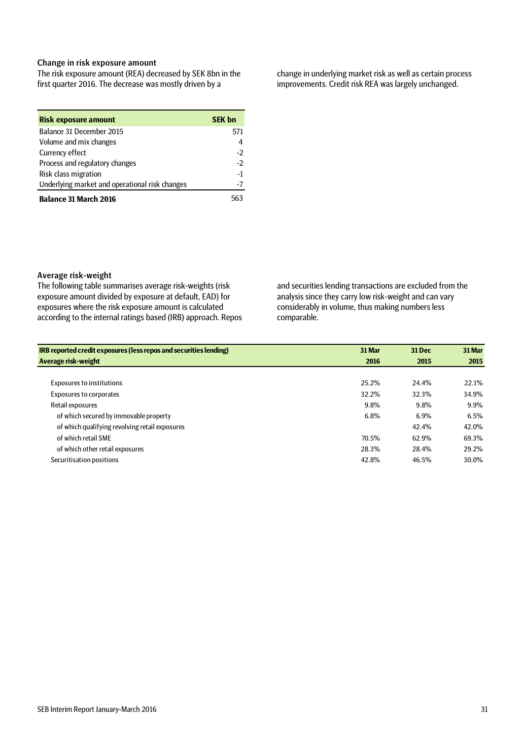### Change in risk exposure amount

The risk exposure amount (REA) decreased by SEK 8bn in the first quarter 2016. The decrease was mostly driven by a change in underlying market risk as well as certain process improvements. Credit risk REA was largely unchanged.

| Risk exposure amount | SEK bn |
|---|---|
| Balance 31 December 2015 | 571 |
| Volume and mix changes | 4 |
| Currency effect | -2 |
| Process and regulatory changes | -2 |
| Risk class migration | -1 |
| Underlying market and operational risk changes | -7 |
| **Balance 31 March 2016** | 563 |

### Average risk-weight

The following table summarises average risk-weights (risk exposure amount divided by exposure at default, EAD) for exposures where the risk exposure amount is calculated according to the internal ratings based (IRB) approach. Repos and securities lending transactions are excluded from the analysis since they carry low risk-weight and can vary considerably in volume, thus making numbers less comparable.

| IRB reported credit exposures (less repos and securities lending) | 31 Mar | 31 Dec | 31 Mar |
|---|---|---|---|
| **Average risk-weight** | **2016** | **2015** | **2015** |
| Exposures to institutions | 25.2% | 24.4% | 22.1% |
| Exposures to corporates | 32.2% | 32.3% | 34.9% |
| Retail exposures | 9.8% | 9.8% | 9.9% |
| of which secured by immovable property | 6.8% | 6.9% | 6.5% |
| of which qualifying revolving retail exposures | | 42.4% | 42.0% |
| of which retail SME | 70.5% | 62.9% | 69.3% |
| of which other retail exposures | 28.3% | 28.4% | 29.2% |
| Securitisation positions | 42.8% | 46.5% | 30.0% |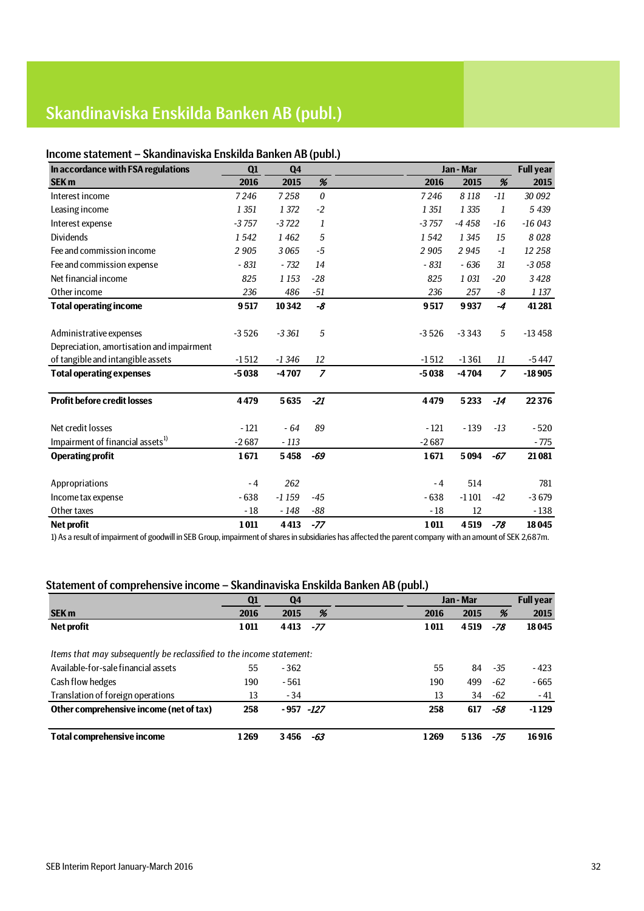# Skandinaviska Enskilda Banken AB (publ.)

## Income statement – Skandinaviska Enskilda Banken AB (publ.)

| In accordance with FSA regulations | Q1 | Q4 | | Jan - Mar | | | Full year |
|---|---|---|---|---|---|---|---|
| **SEK m** | **2016** | **2015** | **%** | **2016** | **2015** | **%** | **2015** |
| Interest income | 7 246 | 7 258 | 0 | 7 246 | 8 118 | -11 | 30 092 |
| Leasing income | 1 351 | 1 372 | -2 | 1 351 | 1 335 | 1 | 5 439 |
| Interest expense | -3 757 | -3 722 | 1 | -3 757 | -4 458 | -16 | -16 043 |
| Dividends | 1 542 | 1 462 | 5 | 1 542 | 1 345 | 15 | 8 028 |
| Fee and commission income | 2 905 | 3 065 | -5 | 2 905 | 2 945 | -1 | 12 258 |
| Fee and commission expense | - 831 | - 732 | 14 | - 831 | - 636 | 31 | -3 058 |
| Net financial income | 825 | 1 153 | -28 | 825 | 1 031 | -20 | 3 428 |
| Other income | 236 | 486 | -51 | 236 | 257 | -8 | 1 137 |
| **Total operating income** | **9 517** | **10 342** | **-8** | **9 517** | **9 937** | **-4** | **41 281** |
| | | | | | | | |
| Administrative expenses | -3 526 | -3 361 | 5 | -3 526 | -3 343 | 5 | -13 458 |
| Depreciation, amortisation and impairment of tangible and intangible assets | -1 512 | -1 346 | 12 | -1 512 | -1 361 | 11 | -5 447 |
| **Total operating expenses** | **-5 038** | **-4 707** | **7** | **-5 038** | **-4 704** | **7** | **-18 905** |
| | | | | | | | |
| **Profit before credit losses** | **4 479** | **5 635** | **-21** | **4 479** | **5 233** | **-14** | **22 376** |
| | | | | | | | |
| Net credit losses | - 121 | - 64 | 89 | - 121 | - 139 | -13 | - 520 |
| Impairment of financial assets[1] | -2 687 | - 113 | | -2 687 | | | - 775 |
| **Operating profit** | **1 671** | **5 458** | **-69** | **1 671** | **5 094** | **-67** | **21 081** |
| | | | | | | | |
| Appropriations | - 4 | 262 | | - 4 | 514 | | 781 |
| Income tax expense | - 638 | -1 159 | -45 | - 638 | -1 101 | -42 | -3 679 |
| Other taxes | - 18 | - 148 | -88 | - 18 | 12 | | - 138 |
| **Net profit** | **1 011** | **4 413** | **-77** | **1 011** | **4 519** | **-78** | **18 045** |

1) As a result of impairment of goodwill in SEB Group, impairment of shares in subsidiaries has affected the parent company with an amount of SEK 2,687m.

## Statement of comprehensive income – Skandinaviska Enskilda Banken AB (publ.)

| | Q1 | Q4 | | Jan - Mar | | | Full year |
|---|---|---|---|---|---|---|---|
| **SEK m** | **2016** | **2015** | **%** | **2016** | **2015** | **%** | **2015** |
| **Net profit** | **1 011** | **4 413** | **-77** | **1 011** | **4 519** | **-78** | **18 045** |
| | | | | | | | |
| *Items that may subsequently be reclassified to the income statement:* | | | | | | | |
| Available-for-sale financial assets | 55 | - 362 | | 55 | 84 | -35 | - 423 |
| Cash flow hedges | 190 | - 561 | | 190 | 499 | -62 | - 665 |
| Translation of foreign operations | 13 | - 34 | | 13 | 34 | -62 | - 41 |
| **Other comprehensive income (net of tax)** | **258** | **- 957** | **-127** | **258** | **617** | **-58** | **-1 129** |
| | | | | | | | |
| **Total comprehensive income** | **1 269** | **3 456** | **-63** | **1 269** | **5 136** | **-75** | **16 916** |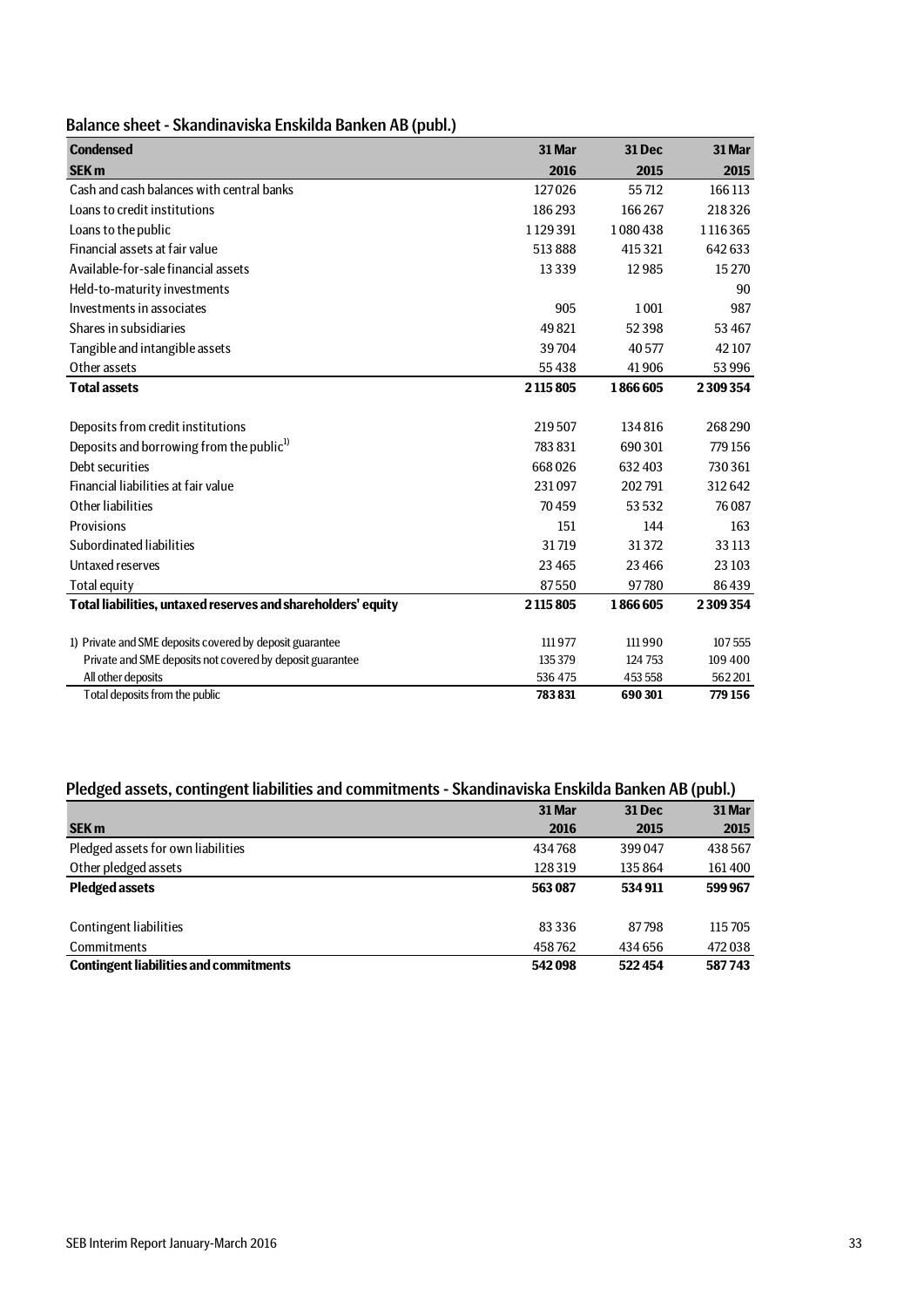## Balance sheet - Skandinaviska Enskilda Banken AB (publ.)

| Condensed<br>SEK m | 31 Mar<br>2016 | 31 Dec<br>2015 | 31 Mar<br>2015 |
|---|---|---|---|
| Cash and cash balances with central banks | 127 026 | 55 712 | 166 113 |
| Loans to credit institutions | 186 293 | 166 267 | 218 326 |
| Loans to the public | 1 129 391 | 1 080 438 | 1 116 365 |
| Financial assets at fair value | 513 888 | 415 321 | 642 633 |
| Available-for-sale financial assets | 13 339 | 12 985 | 15 270 |
| Held-to-maturity investments | | | 90 |
| Investments in associates | 905 | 1 001 | 987 |
| Shares in subsidiaries | 49 821 | 52 398 | 53 467 |
| Tangible and intangible assets | 39 704 | 40 577 | 42 107 |
| Other assets | 55 438 | 41 906 | 53 996 |
| **Total assets** | **2 115 805** | **1 866 605** | **2 309 354** |
| | | | |
| Deposits from credit institutions | 219 507 | 134 816 | 268 290 |
| Deposits and borrowing from the public[1] | 783 831 | 690 301 | 779 156 |
| Debt securities | 668 026 | 632 403 | 730 361 |
| Financial liabilities at fair value | 231 097 | 202 791 | 312 642 |
| Other liabilities | 70 459 | 53 532 | 76 087 |
| Provisions | 151 | 144 | 163 |
| Subordinated liabilities | 31 719 | 31 372 | 33 113 |
| Untaxed reserves | 23 465 | 23 466 | 23 103 |
| Total equity | 87 550 | 97 780 | 86 439 |
| **Total liabilities, untaxed reserves and shareholders' equity** | **2 115 805** | **1 866 605** | **2 309 354** |
| | | | |
| 1) Private and SME deposits covered by deposit guarantee | 111 977 | 111 990 | 107 555 |
| Private and SME deposits not covered by deposit guarantee | 135 379 | 124 753 | 109 400 |
| All other deposits | 536 475 | 453 558 | 562 201 |
| Total deposits from the public | **783 831** | **690 301** | **779 156** |

## Pledged assets, contingent liabilities and commitments - Skandinaviska Enskilda Banken AB (publ.)

| SEK m | 31 Mar<br>2016 | 31 Dec<br>2015 | 31 Mar<br>2015 |
|---|---|---|---|
| Pledged assets for own liabilities | 434 768 | 399 047 | 438 567 |
| Other pledged assets | 128 319 | 135 864 | 161 400 |
| **Pledged assets** | **563 087** | **534 911** | **599 967** |
| | | | |
| Contingent liabilities | 83 336 | 87 798 | 115 705 |
| Commitments | 458 762 | 434 656 | 472 038 |
| **Contingent liabilities and commitments** | **542 098** | **522 454** | **587 743** |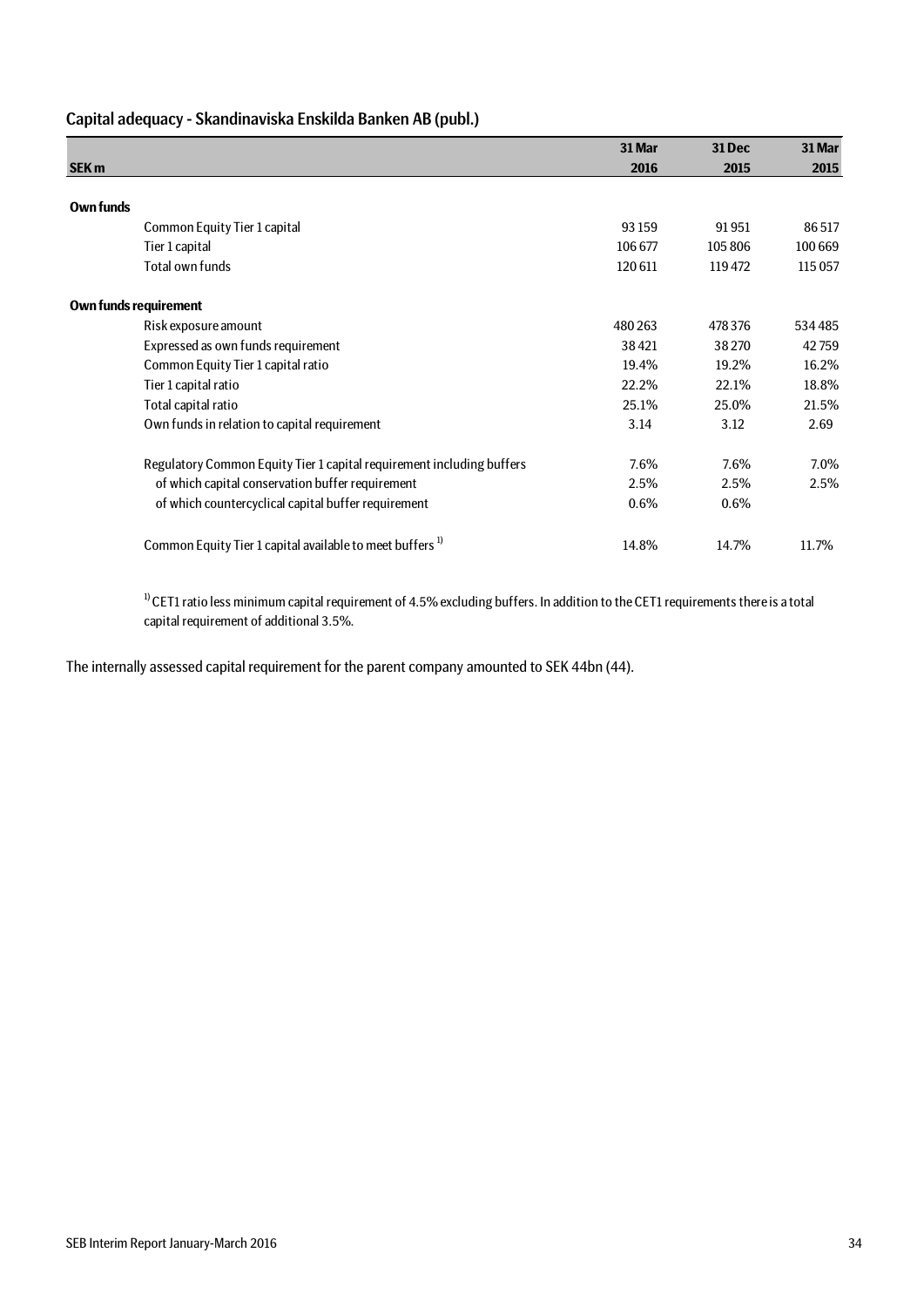## Capital adequacy - Skandinaviska Enskilda Banken AB (publ.)

| SEK m | 31 Mar 2016 | 31 Dec 2015 | 31 Mar 2015 |
|---|---|---|---|
| **Own funds** | | | |
| Common Equity Tier 1 capital | 93 159 | 91 951 | 86 517 |
| Tier 1 capital | 106 677 | 105 806 | 100 669 |
| Total own funds | 120 611 | 119 472 | 115 057 |
| **Own funds requirement** | | | |
| Risk exposure amount | 480 263 | 478 376 | 534 485 |
| Expressed as own funds requirement | 38 421 | 38 270 | 42 759 |
| Common Equity Tier 1 capital ratio | 19.4% | 19.2% | 16.2% |
| Tier 1 capital ratio | 22.2% | 22.1% | 18.8% |
| Total capital ratio | 25.1% | 25.0% | 21.5% |
| Own funds in relation to capital requirement | 3.14 | 3.12 | 2.69 |
| Regulatory Common Equity Tier 1 capital requirement including buffers | 7.6% | 7.6% | 7.0% |
| of which capital conservation buffer requirement | 2.5% | 2.5% | 2.5% |
| of which countercyclical capital buffer requirement | 0.6% | 0.6% | |
| Common Equity Tier 1 capital available to meet buffers [1] | 14.8% | 14.7% | 11.7% |

[1] CET1 ratio less minimum capital requirement of 4.5% excluding buffers. In addition to the CET1 requirements there is a total capital requirement of additional 3.5%.

The internally assessed capital requirement for the parent company amounted to SEK 44bn (44).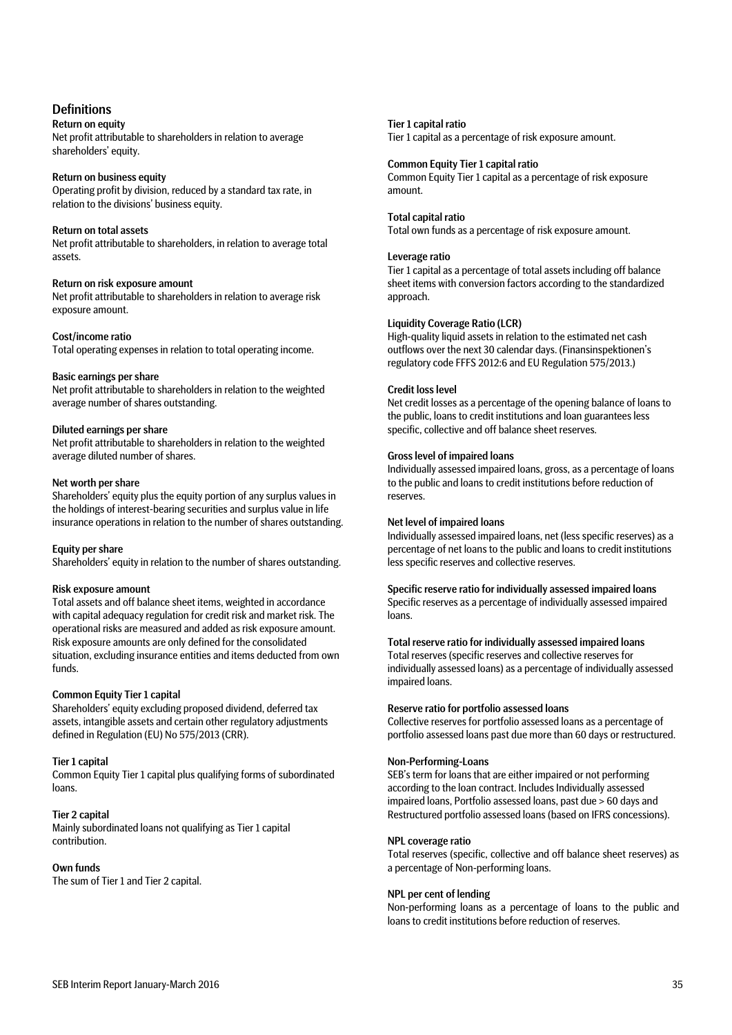## Definitions

**Return on equity**
Net profit attributable to shareholders in relation to average shareholders' equity.

**Return on business equity**
Operating profit by division, reduced by a standard tax rate, in relation to the divisions' business equity.

**Return on total assets**
Net profit attributable to shareholders, in relation to average total assets.

**Return on risk exposure amount**
Net profit attributable to shareholders in relation to average risk exposure amount.

**Cost/income ratio**
Total operating expenses in relation to total operating income.

**Basic earnings per share**
Net profit attributable to shareholders in relation to the weighted average number of shares outstanding.

**Diluted earnings per share**
Net profit attributable to shareholders in relation to the weighted average diluted number of shares.

**Net worth per share**
Shareholders' equity plus the equity portion of any surplus values in the holdings of interest-bearing securities and surplus value in life insurance operations in relation to the number of shares outstanding.

**Equity per share**
Shareholders' equity in relation to the number of shares outstanding.

**Risk exposure amount**
Total assets and off balance sheet items, weighted in accordance with capital adequacy regulation for credit risk and market risk. The operational risks are measured and added as risk exposure amount. Risk exposure amounts are only defined for the consolidated situation, excluding insurance entities and items deducted from own funds.

**Common Equity Tier 1 capital**
Shareholders' equity excluding proposed dividend, deferred tax assets, intangible assets and certain other regulatory adjustments defined in Regulation (EU) No 575/2013 (CRR).

**Tier 1 capital**
Common Equity Tier 1 capital plus qualifying forms of subordinated loans.

**Tier 2 capital**
Mainly subordinated loans not qualifying as Tier 1 capital contribution.

**Own funds**
The sum of Tier 1 and Tier 2 capital.

**Tier 1 capital ratio**
Tier 1 capital as a percentage of risk exposure amount.

**Common Equity Tier 1 capital ratio**
Common Equity Tier 1 capital as a percentage of risk exposure amount.

**Total capital ratio**
Total own funds as a percentage of risk exposure amount.

**Leverage ratio**
Tier 1 capital as a percentage of total assets including off balance sheet items with conversion factors according to the standardized approach.

**Liquidity Coverage Ratio (LCR)**
High-quality liquid assets in relation to the estimated net cash outflows over the next 30 calendar days. (Finansinspektionen's regulatory code FFFS 2012:6 and EU Regulation 575/2013.)

**Credit loss level**
Net credit losses as a percentage of the opening balance of loans to the public, loans to credit institutions and loan guarantees less specific, collective and off balance sheet reserves.

**Gross level of impaired loans**
Individually assessed impaired loans, gross, as a percentage of loans to the public and loans to credit institutions before reduction of reserves.

**Net level of impaired loans**
Individually assessed impaired loans, net (less specific reserves) as a percentage of net loans to the public and loans to credit institutions less specific reserves and collective reserves.

**Specific reserve ratio for individually assessed impaired loans**
Specific reserves as a percentage of individually assessed impaired loans.

**Total reserve ratio for individually assessed impaired loans**
Total reserves (specific reserves and collective reserves for individually assessed loans) as a percentage of individually assessed impaired loans.

**Reserve ratio for portfolio assessed loans**
Collective reserves for portfolio assessed loans as a percentage of portfolio assessed loans past due more than 60 days or restructured.

**Non-Performing-Loans**
SEB's term for loans that are either impaired or not performing according to the loan contract. Includes Individually assessed impaired loans, Portfolio assessed loans, past due > 60 days and Restructured portfolio assessed loans (based on IFRS concessions).

**NPL coverage ratio**
Total reserves (specific, collective and off balance sheet reserves) as a percentage of Non-performing loans.

**NPL per cent of lending**
Non-performing loans as a percentage of loans to the public and loans to credit institutions before reduction of reserves.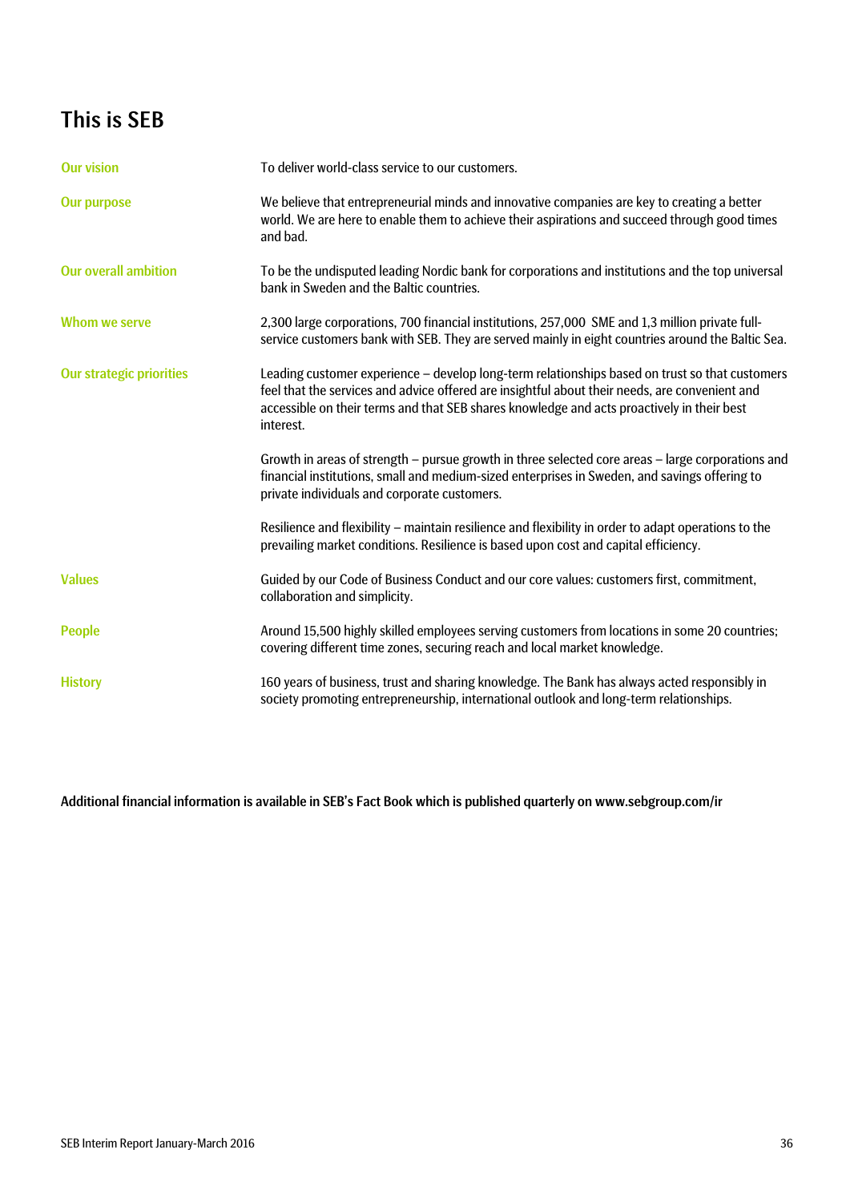# This is SEB

| | |
|---|---|
| **Our vision** | To deliver world-class service to our customers. |
| **Our purpose** | We believe that entrepreneurial minds and innovative companies are key to creating a better world. We are here to enable them to achieve their aspirations and succeed through good times and bad. |
| **Our overall ambition** | To be the undisputed leading Nordic bank for corporations and institutions and the top universal bank in Sweden and the Baltic countries. |
| **Whom we serve** | 2,300 large corporations, 700 financial institutions, 257,000 SME and 1,3 million private full-service customers bank with SEB. They are served mainly in eight countries around the Baltic Sea. |
| **Our strategic priorities** | Leading customer experience – develop long-term relationships based on trust so that customers feel that the services and advice offered are insightful about their needs, are convenient and accessible on their terms and that SEB shares knowledge and acts proactively in their best interest. |
| | Growth in areas of strength – pursue growth in three selected core areas – large corporations and financial institutions, small and medium-sized enterprises in Sweden, and savings offering to private individuals and corporate customers. |
| | Resilience and flexibility – maintain resilience and flexibility in order to adapt operations to the prevailing market conditions. Resilience is based upon cost and capital efficiency. |
| **Values** | Guided by our Code of Business Conduct and our core values: customers first, commitment, collaboration and simplicity. |
| **People** | Around 15,500 highly skilled employees serving customers from locations in some 20 countries; covering different time zones, securing reach and local market knowledge. |
| **History** | 160 years of business, trust and sharing knowledge. The Bank has always acted responsibly in society promoting entrepreneurship, international outlook and long-term relationships. |

**Additional financial information is available in SEB's Fact Book which is published quarterly on www.sebgroup.com/ir**